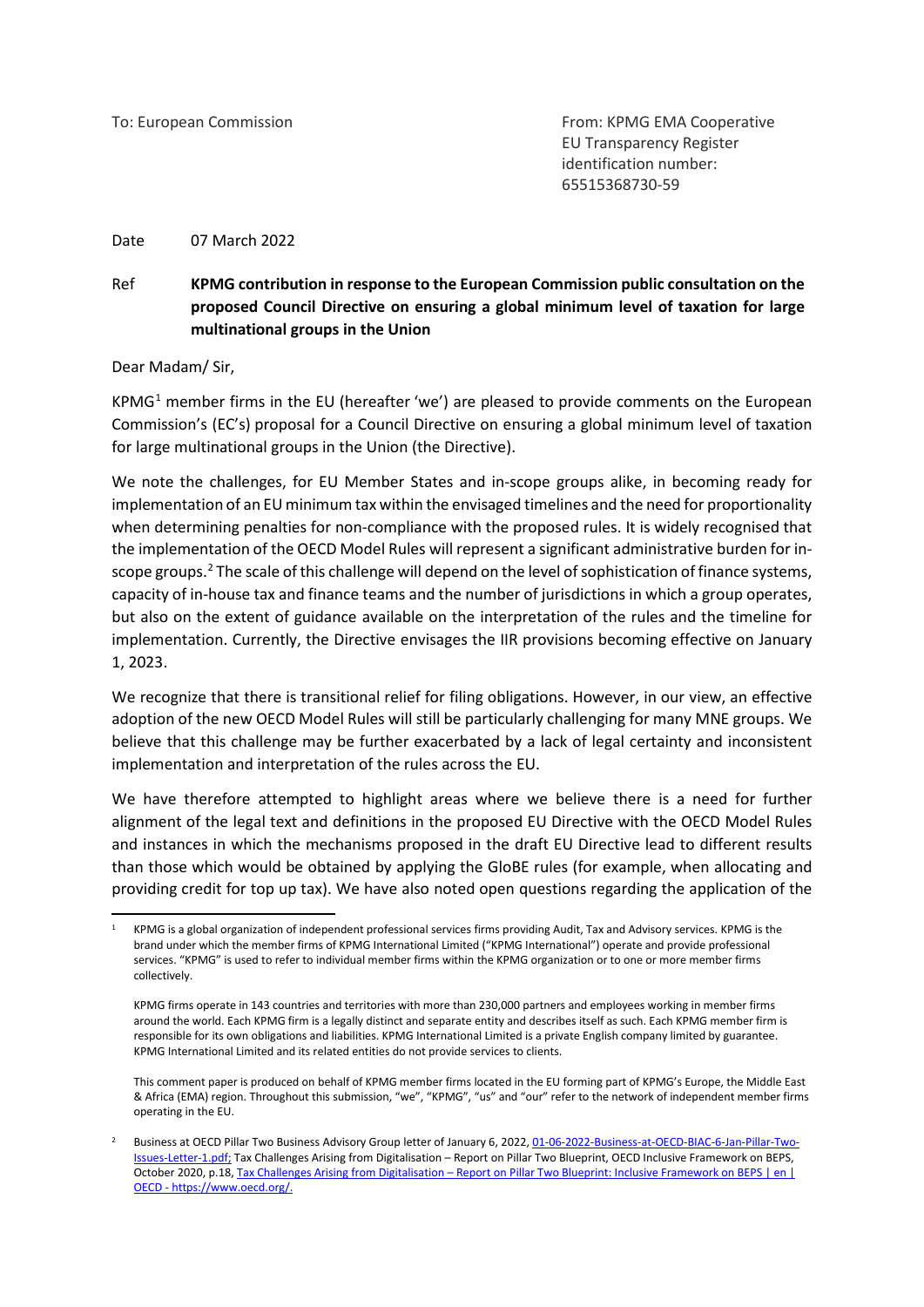To: European Commission

From: KPMG EMA Cooperative
EU Transparency Register identification number: 65515368730-59

Date 07 March 2022

Ref **KPMG contribution in response to the European Commission public consultation on the proposed Council Directive on ensuring a global minimum level of taxation for large multinational groups in the Union**

Dear Madam/ Sir,

KPMG[1] member firms in the EU (hereafter 'we') are pleased to provide comments on the European Commission's (EC's) proposal for a Council Directive on ensuring a global minimum level of taxation for large multinational groups in the Union (the Directive).

We note the challenges, for EU Member States and in-scope groups alike, in becoming ready for implementation of an EU minimum tax within the envisaged timelines and the need for proportionality when determining penalties for non-compliance with the proposed rules. It is widely recognised that the implementation of the OECD Model Rules will represent a significant administrative burden for in-scope groups.[2] The scale of this challenge will depend on the level of sophistication of finance systems, capacity of in-house tax and finance teams and the number of jurisdictions in which a group operates, but also on the extent of guidance available on the interpretation of the rules and the timeline for implementation. Currently, the Directive envisages the IIR provisions becoming effective on January 1, 2023.

We recognize that there is transitional relief for filing obligations. However, in our view, an effective adoption of the new OECD Model Rules will still be particularly challenging for many MNE groups. We believe that this challenge may be further exacerbated by a lack of legal certainty and inconsistent implementation and interpretation of the rules across the EU.

We have therefore attempted to highlight areas where we believe there is a need for further alignment of the legal text and definitions in the proposed EU Directive with the OECD Model Rules and instances in which the mechanisms proposed in the draft EU Directive lead to different results than those which would be obtained by applying the GloBE rules (for example, when allocating and providing credit for top up tax). We have also noted open questions regarding the application of the

---

[1] KPMG is a global organization of independent professional services firms providing Audit, Tax and Advisory services. KPMG is the brand under which the member firms of KPMG International Limited ("KPMG International") operate and provide professional services. "KPMG" is used to refer to individual member firms within the KPMG organization or to one or more member firms collectively.

KPMG firms operate in 143 countries and territories with more than 230,000 partners and employees working in member firms around the world. Each KPMG firm is a legally distinct and separate entity and describes itself as such. Each KPMG member firm is responsible for its own obligations and liabilities. KPMG International Limited is a private English company limited by guarantee. KPMG International Limited and its related entities do not provide services to clients.

This comment paper is produced on behalf of KPMG member firms located in the EU forming part of KPMG's Europe, the Middle East & Africa (EMA) region. Throughout this submission, "we", "KPMG", "us" and "our" refer to the network of independent member firms operating in the EU.

[2] Business at OECD Pillar Two Business Advisory Group letter of January 6, 2022, 01-06-2022-Business-at-OECD-BIAC-6-Jan-Pillar-Two-Issues-Letter-1.pdf; Tax Challenges Arising from Digitalisation – Report on Pillar Two Blueprint, OECD Inclusive Framework on BEPS, October 2020, p.18, Tax Challenges Arising from Digitalisation – Report on Pillar Two Blueprint: Inclusive Framework on BEPS | en | OECD - https://www.oecd.org/.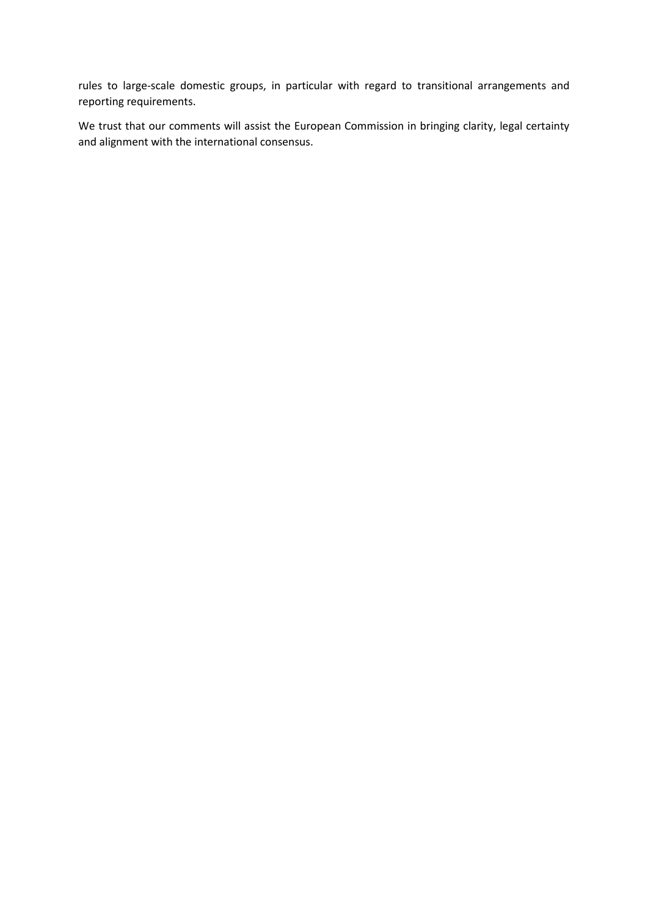rules to large-scale domestic groups, in particular with regard to transitional arrangements and reporting requirements.

We trust that our comments will assist the European Commission in bringing clarity, legal certainty and alignment with the international consensus.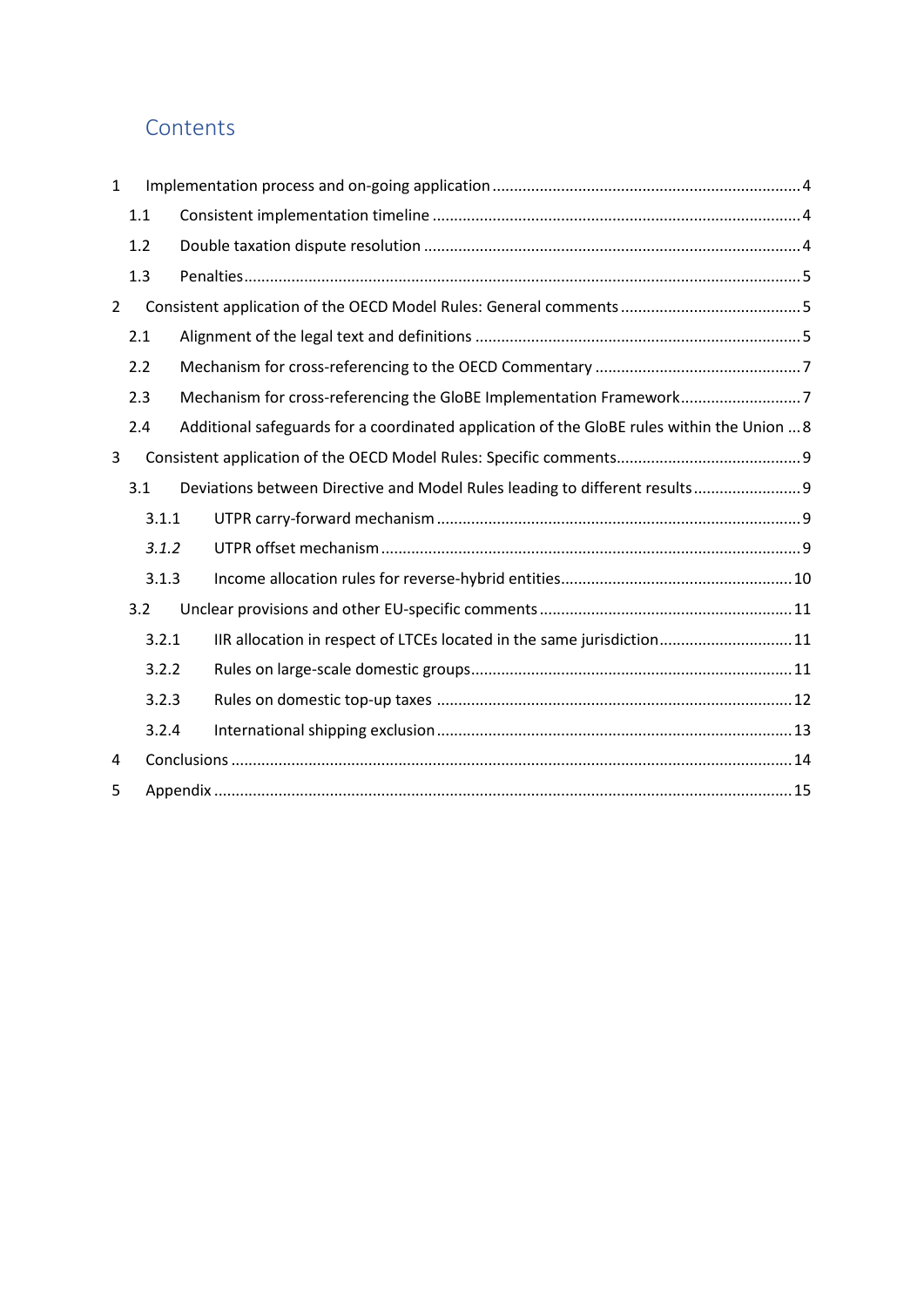## Contents

- 1 Implementation process and on-going application ........ 4
  - 1.1 Consistent implementation timeline ........ 4
  - 1.2 Double taxation dispute resolution ........ 4
  - 1.3 Penalties ........ 5
- 2 Consistent application of the OECD Model Rules: General comments ........ 5
  - 2.1 Alignment of the legal text and definitions ........ 5
  - 2.2 Mechanism for cross-referencing to the OECD Commentary ........ 7
  - 2.3 Mechanism for cross-referencing the GloBE Implementation Framework ........ 7
  - 2.4 Additional safeguards for a coordinated application of the GloBE rules within the Union ........ 8
- 3 Consistent application of the OECD Model Rules: Specific comments ........ 9
  - 3.1 Deviations between Directive and Model Rules leading to different results ........ 9
    - 3.1.1 UTPR carry-forward mechanism ........ 9
    - *3.1.2* UTPR offset mechanism ........ 9
    - 3.1.3 Income allocation rules for reverse-hybrid entities ........ 10
  - 3.2 Unclear provisions and other EU-specific comments ........ 11
    - 3.2.1 IIR allocation in respect of LTCEs located in the same jurisdiction ........ 11
    - 3.2.2 Rules on large-scale domestic groups ........ 11
    - 3.2.3 Rules on domestic top-up taxes ........ 12
    - 3.2.4 International shipping exclusion ........ 13
- 4 Conclusions ........ 14
- 5 Appendix ........ 15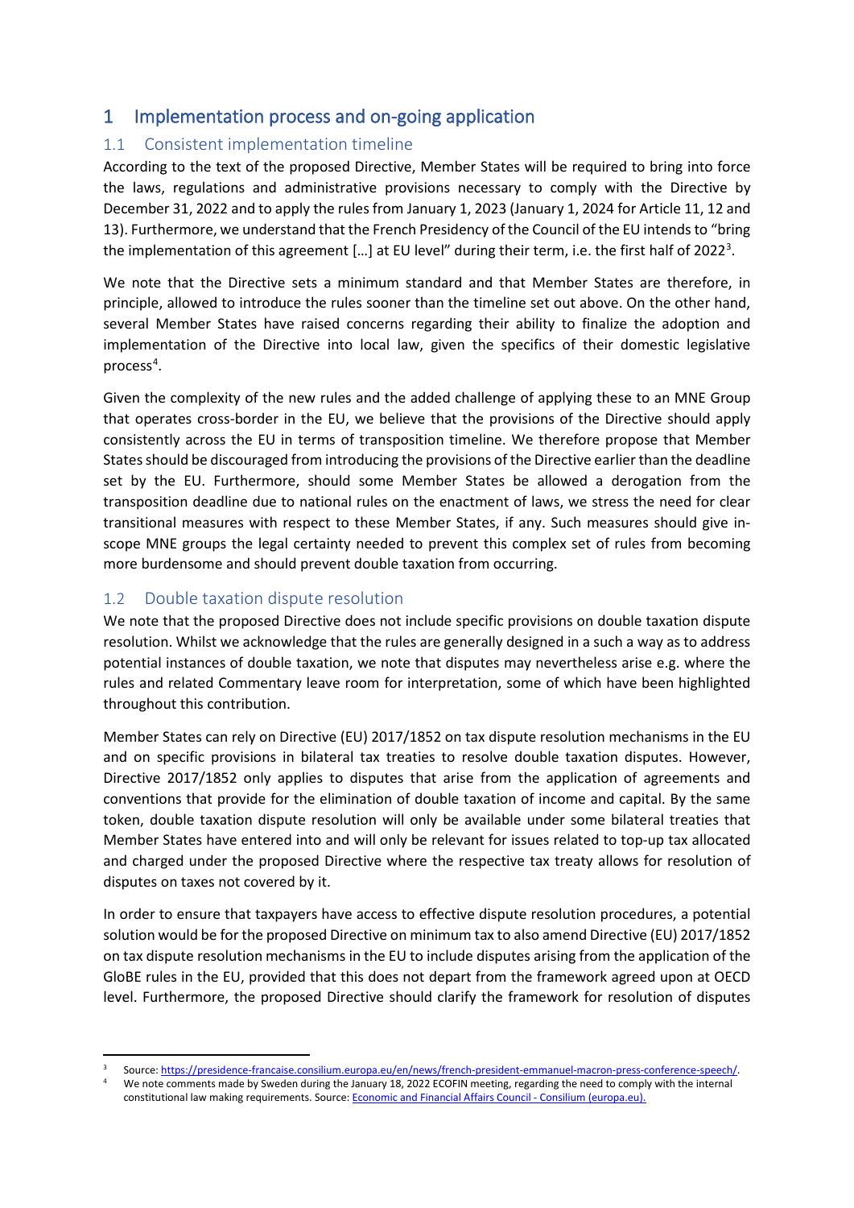# 1 Implementation process and on-going application

## 1.1 Consistent implementation timeline

According to the text of the proposed Directive, Member States will be required to bring into force the laws, regulations and administrative provisions necessary to comply with the Directive by December 31, 2022 and to apply the rules from January 1, 2023 (January 1, 2024 for Article 11, 12 and 13). Furthermore, we understand that the French Presidency of the Council of the EU intends to "bring the implementation of this agreement […] at EU level" during their term, i.e. the first half of 2022[3].

We note that the Directive sets a minimum standard and that Member States are therefore, in principle, allowed to introduce the rules sooner than the timeline set out above. On the other hand, several Member States have raised concerns regarding their ability to finalize the adoption and implementation of the Directive into local law, given the specifics of their domestic legislative process[4].

Given the complexity of the new rules and the added challenge of applying these to an MNE Group that operates cross-border in the EU, we believe that the provisions of the Directive should apply consistently across the EU in terms of transposition timeline. We therefore propose that Member States should be discouraged from introducing the provisions of the Directive earlier than the deadline set by the EU. Furthermore, should some Member States be allowed a derogation from the transposition deadline due to national rules on the enactment of laws, we stress the need for clear transitional measures with respect to these Member States, if any. Such measures should give in-scope MNE groups the legal certainty needed to prevent this complex set of rules from becoming more burdensome and should prevent double taxation from occurring.

## 1.2 Double taxation dispute resolution

We note that the proposed Directive does not include specific provisions on double taxation dispute resolution. Whilst we acknowledge that the rules are generally designed in a such a way as to address potential instances of double taxation, we note that disputes may nevertheless arise e.g. where the rules and related Commentary leave room for interpretation, some of which have been highlighted throughout this contribution.

Member States can rely on Directive (EU) 2017/1852 on tax dispute resolution mechanisms in the EU and on specific provisions in bilateral tax treaties to resolve double taxation disputes. However, Directive 2017/1852 only applies to disputes that arise from the application of agreements and conventions that provide for the elimination of double taxation of income and capital. By the same token, double taxation dispute resolution will only be available under some bilateral treaties that Member States have entered into and will only be relevant for issues related to top-up tax allocated and charged under the proposed Directive where the respective tax treaty allows for resolution of disputes on taxes not covered by it.

In order to ensure that taxpayers have access to effective dispute resolution procedures, a potential solution would be for the proposed Directive on minimum tax to also amend Directive (EU) 2017/1852 on tax dispute resolution mechanisms in the EU to include disputes arising from the application of the GloBE rules in the EU, provided that this does not depart from the framework agreed upon at OECD level. Furthermore, the proposed Directive should clarify the framework for resolution of disputes

---

[3] Source: https://presidence-francaise.consilium.europa.eu/en/news/french-president-emmanuel-macron-press-conference-speech/.

[4] We note comments made by Sweden during the January 18, 2022 ECOFIN meeting, regarding the need to comply with the internal constitutional law making requirements. Source: Economic and Financial Affairs Council - Consilium (europa.eu).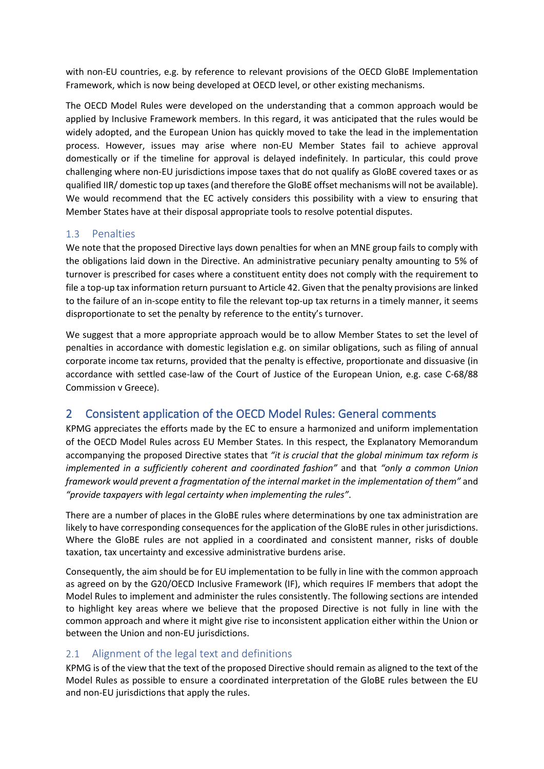with non-EU countries, e.g. by reference to relevant provisions of the OECD GloBE Implementation Framework, which is now being developed at OECD level, or other existing mechanisms.

The OECD Model Rules were developed on the understanding that a common approach would be applied by Inclusive Framework members. In this regard, it was anticipated that the rules would be widely adopted, and the European Union has quickly moved to take the lead in the implementation process. However, issues may arise where non-EU Member States fail to achieve approval domestically or if the timeline for approval is delayed indefinitely. In particular, this could prove challenging where non-EU jurisdictions impose taxes that do not qualify as GloBE covered taxes or as qualified IIR/ domestic top up taxes (and therefore the GloBE offset mechanisms will not be available). We would recommend that the EC actively considers this possibility with a view to ensuring that Member States have at their disposal appropriate tools to resolve potential disputes.

### 1.3 Penalties

We note that the proposed Directive lays down penalties for when an MNE group fails to comply with the obligations laid down in the Directive. An administrative pecuniary penalty amounting to 5% of turnover is prescribed for cases where a constituent entity does not comply with the requirement to file a top-up tax information return pursuant to Article 42. Given that the penalty provisions are linked to the failure of an in-scope entity to file the relevant top-up tax returns in a timely manner, it seems disproportionate to set the penalty by reference to the entity's turnover.

We suggest that a more appropriate approach would be to allow Member States to set the level of penalties in accordance with domestic legislation e.g. on similar obligations, such as filing of annual corporate income tax returns, provided that the penalty is effective, proportionate and dissuasive (in accordance with settled case-law of the Court of Justice of the European Union, e.g. case C-68/88 Commission v Greece).

## 2 Consistent application of the OECD Model Rules: General comments

KPMG appreciates the efforts made by the EC to ensure a harmonized and uniform implementation of the OECD Model Rules across EU Member States. In this respect, the Explanatory Memorandum accompanying the proposed Directive states that *"it is crucial that the global minimum tax reform is implemented in a sufficiently coherent and coordinated fashion"* and that *"only a common Union framework would prevent a fragmentation of the internal market in the implementation of them"* and *"provide taxpayers with legal certainty when implementing the rules"*.

There are a number of places in the GloBE rules where determinations by one tax administration are likely to have corresponding consequences for the application of the GloBE rules in other jurisdictions. Where the GloBE rules are not applied in a coordinated and consistent manner, risks of double taxation, tax uncertainty and excessive administrative burdens arise.

Consequently, the aim should be for EU implementation to be fully in line with the common approach as agreed on by the G20/OECD Inclusive Framework (IF), which requires IF members that adopt the Model Rules to implement and administer the rules consistently. The following sections are intended to highlight key areas where we believe that the proposed Directive is not fully in line with the common approach and where it might give rise to inconsistent application either within the Union or between the Union and non-EU jurisdictions.

### 2.1 Alignment of the legal text and definitions

KPMG is of the view that the text of the proposed Directive should remain as aligned to the text of the Model Rules as possible to ensure a coordinated interpretation of the GloBE rules between the EU and non-EU jurisdictions that apply the rules.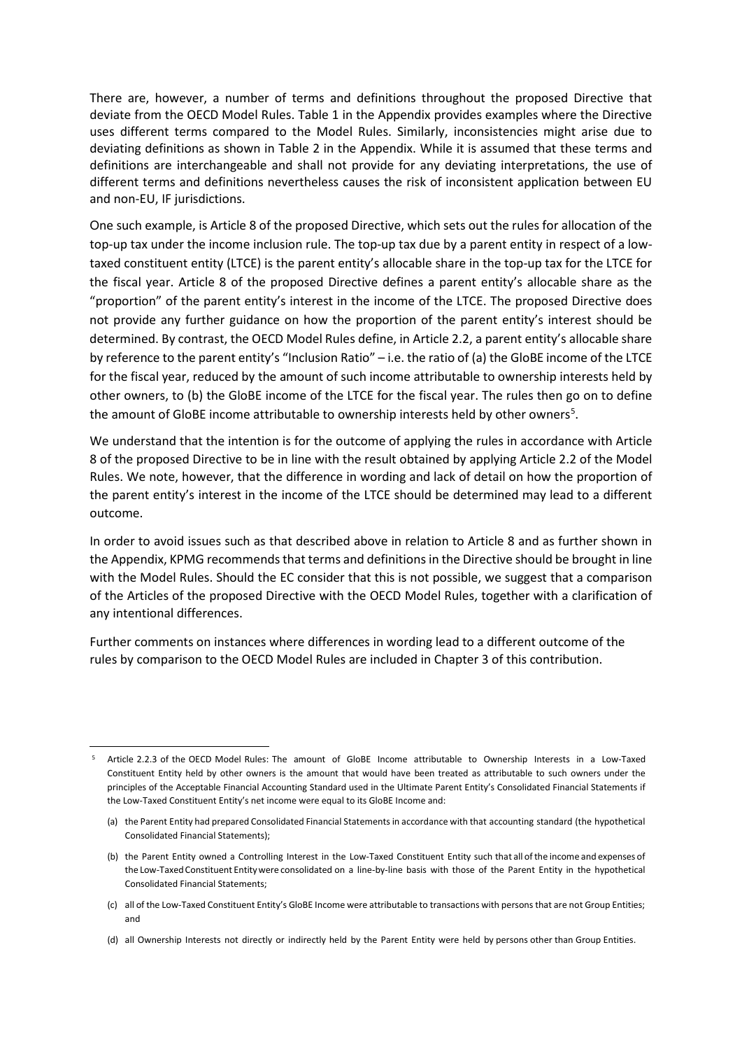There are, however, a number of terms and definitions throughout the proposed Directive that deviate from the OECD Model Rules. Table 1 in the Appendix provides examples where the Directive uses different terms compared to the Model Rules. Similarly, inconsistencies might arise due to deviating definitions as shown in Table 2 in the Appendix. While it is assumed that these terms and definitions are interchangeable and shall not provide for any deviating interpretations, the use of different terms and definitions nevertheless causes the risk of inconsistent application between EU and non-EU, IF jurisdictions.

One such example, is Article 8 of the proposed Directive, which sets out the rules for allocation of the top-up tax under the income inclusion rule. The top-up tax due by a parent entity in respect of a low-taxed constituent entity (LTCE) is the parent entity's allocable share in the top-up tax for the LTCE for the fiscal year. Article 8 of the proposed Directive defines a parent entity's allocable share as the "proportion" of the parent entity's interest in the income of the LTCE. The proposed Directive does not provide any further guidance on how the proportion of the parent entity's interest should be determined. By contrast, the OECD Model Rules define, in Article 2.2, a parent entity's allocable share by reference to the parent entity's "Inclusion Ratio" – i.e. the ratio of (a) the GloBE income of the LTCE for the fiscal year, reduced by the amount of such income attributable to ownership interests held by other owners, to (b) the GloBE income of the LTCE for the fiscal year. The rules then go on to define the amount of GloBE income attributable to ownership interests held by other owners[5].

We understand that the intention is for the outcome of applying the rules in accordance with Article 8 of the proposed Directive to be in line with the result obtained by applying Article 2.2 of the Model Rules. We note, however, that the difference in wording and lack of detail on how the proportion of the parent entity's interest in the income of the LTCE should be determined may lead to a different outcome.

In order to avoid issues such as that described above in relation to Article 8 and as further shown in the Appendix, KPMG recommends that terms and definitions in the Directive should be brought in line with the Model Rules. Should the EC consider that this is not possible, we suggest that a comparison of the Articles of the proposed Directive with the OECD Model Rules, together with a clarification of any intentional differences.

Further comments on instances where differences in wording lead to a different outcome of the rules by comparison to the OECD Model Rules are included in Chapter 3 of this contribution.

---

[5] Article 2.2.3 of the OECD Model Rules: The amount of GloBE Income attributable to Ownership Interests in a Low-Taxed Constituent Entity held by other owners is the amount that would have been treated as attributable to such owners under the principles of the Acceptable Financial Accounting Standard used in the Ultimate Parent Entity's Consolidated Financial Statements if the Low-Taxed Constituent Entity's net income were equal to its GloBE Income and:

(a) the Parent Entity had prepared Consolidated Financial Statements in accordance with that accounting standard (the hypothetical Consolidated Financial Statements);

(b) the Parent Entity owned a Controlling Interest in the Low-Taxed Constituent Entity such that all of the income and expenses of the Low-Taxed Constituent Entity were consolidated on a line-by-line basis with those of the Parent Entity in the hypothetical Consolidated Financial Statements;

(c) all of the Low-Taxed Constituent Entity's GloBE Income were attributable to transactions with persons that are not Group Entities; and

(d) all Ownership Interests not directly or indirectly held by the Parent Entity were held by persons other than Group Entities.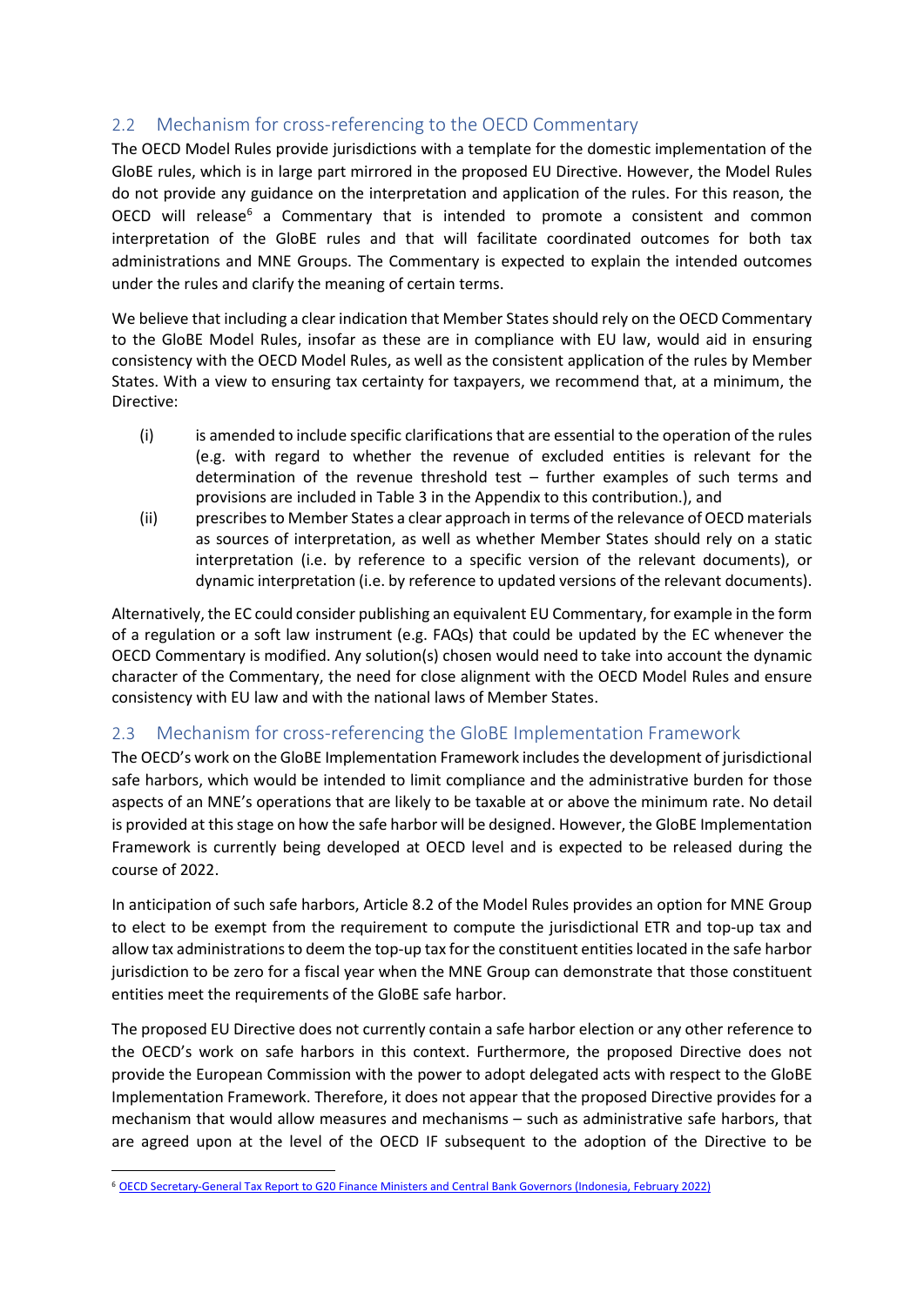## 2.2 Mechanism for cross-referencing to the OECD Commentary

The OECD Model Rules provide jurisdictions with a template for the domestic implementation of the GloBE rules, which is in large part mirrored in the proposed EU Directive. However, the Model Rules do not provide any guidance on the interpretation and application of the rules. For this reason, the OECD will release[6] a Commentary that is intended to promote a consistent and common interpretation of the GloBE rules and that will facilitate coordinated outcomes for both tax administrations and MNE Groups. The Commentary is expected to explain the intended outcomes under the rules and clarify the meaning of certain terms.

We believe that including a clear indication that Member States should rely on the OECD Commentary to the GloBE Model Rules, insofar as these are in compliance with EU law, would aid in ensuring consistency with the OECD Model Rules, as well as the consistent application of the rules by Member States. With a view to ensuring tax certainty for taxpayers, we recommend that, at a minimum, the Directive:

(i) is amended to include specific clarifications that are essential to the operation of the rules (e.g. with regard to whether the revenue of excluded entities is relevant for the determination of the revenue threshold test – further examples of such terms and provisions are included in Table 3 in the Appendix to this contribution.), and

(ii) prescribes to Member States a clear approach in terms of the relevance of OECD materials as sources of interpretation, as well as whether Member States should rely on a static interpretation (i.e. by reference to a specific version of the relevant documents), or dynamic interpretation (i.e. by reference to updated versions of the relevant documents).

Alternatively, the EC could consider publishing an equivalent EU Commentary, for example in the form of a regulation or a soft law instrument (e.g. FAQs) that could be updated by the EC whenever the OECD Commentary is modified. Any solution(s) chosen would need to take into account the dynamic character of the Commentary, the need for close alignment with the OECD Model Rules and ensure consistency with EU law and with the national laws of Member States.

## 2.3 Mechanism for cross-referencing the GloBE Implementation Framework

The OECD's work on the GloBE Implementation Framework includes the development of jurisdictional safe harbors, which would be intended to limit compliance and the administrative burden for those aspects of an MNE's operations that are likely to be taxable at or above the minimum rate. No detail is provided at this stage on how the safe harbor will be designed. However, the GloBE Implementation Framework is currently being developed at OECD level and is expected to be released during the course of 2022.

In anticipation of such safe harbors, Article 8.2 of the Model Rules provides an option for MNE Group to elect to be exempt from the requirement to compute the jurisdictional ETR and top-up tax and allow tax administrations to deem the top-up tax for the constituent entities located in the safe harbor jurisdiction to be zero for a fiscal year when the MNE Group can demonstrate that those constituent entities meet the requirements of the GloBE safe harbor.

The proposed EU Directive does not currently contain a safe harbor election or any other reference to the OECD's work on safe harbors in this context. Furthermore, the proposed Directive does not provide the European Commission with the power to adopt delegated acts with respect to the GloBE Implementation Framework. Therefore, it does not appear that the proposed Directive provides for a mechanism that would allow measures and mechanisms – such as administrative safe harbors, that are agreed upon at the level of the OECD IF subsequent to the adoption of the Directive to be

[6] OECD Secretary-General Tax Report to G20 Finance Ministers and Central Bank Governors (Indonesia, February 2022)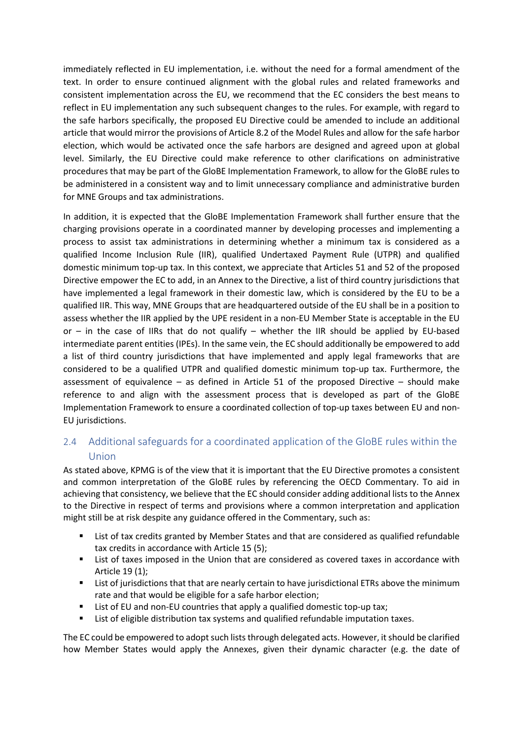immediately reflected in EU implementation, i.e. without the need for a formal amendment of the text. In order to ensure continued alignment with the global rules and related frameworks and consistent implementation across the EU, we recommend that the EC considers the best means to reflect in EU implementation any such subsequent changes to the rules. For example, with regard to the safe harbors specifically, the proposed EU Directive could be amended to include an additional article that would mirror the provisions of Article 8.2 of the Model Rules and allow for the safe harbor election, which would be activated once the safe harbors are designed and agreed upon at global level. Similarly, the EU Directive could make reference to other clarifications on administrative procedures that may be part of the GloBE Implementation Framework, to allow for the GloBE rules to be administered in a consistent way and to limit unnecessary compliance and administrative burden for MNE Groups and tax administrations.

In addition, it is expected that the GloBE Implementation Framework shall further ensure that the charging provisions operate in a coordinated manner by developing processes and implementing a process to assist tax administrations in determining whether a minimum tax is considered as a qualified Income Inclusion Rule (IIR), qualified Undertaxed Payment Rule (UTPR) and qualified domestic minimum top-up tax. In this context, we appreciate that Articles 51 and 52 of the proposed Directive empower the EC to add, in an Annex to the Directive, a list of third country jurisdictions that have implemented a legal framework in their domestic law, which is considered by the EU to be a qualified IIR. This way, MNE Groups that are headquartered outside of the EU shall be in a position to assess whether the IIR applied by the UPE resident in a non-EU Member State is acceptable in the EU or – in the case of IIRs that do not qualify – whether the IIR should be applied by EU-based intermediate parent entities (IPEs). In the same vein, the EC should additionally be empowered to add a list of third country jurisdictions that have implemented and apply legal frameworks that are considered to be a qualified UTPR and qualified domestic minimum top-up tax. Furthermore, the assessment of equivalence – as defined in Article 51 of the proposed Directive – should make reference to and align with the assessment process that is developed as part of the GloBE Implementation Framework to ensure a coordinated collection of top-up taxes between EU and non-EU jurisdictions.

## 2.4 Additional safeguards for a coordinated application of the GloBE rules within the Union

As stated above, KPMG is of the view that it is important that the EU Directive promotes a consistent and common interpretation of the GloBE rules by referencing the OECD Commentary. To aid in achieving that consistency, we believe that the EC should consider adding additional lists to the Annex to the Directive in respect of terms and provisions where a common interpretation and application might still be at risk despite any guidance offered in the Commentary, such as:

- List of tax credits granted by Member States and that are considered as qualified refundable tax credits in accordance with Article 15 (5);
- List of taxes imposed in the Union that are considered as covered taxes in accordance with Article 19 (1);
- List of jurisdictions that that are nearly certain to have jurisdictional ETRs above the minimum rate and that would be eligible for a safe harbor election;
- List of EU and non-EU countries that apply a qualified domestic top-up tax;
- List of eligible distribution tax systems and qualified refundable imputation taxes.

The EC could be empowered to adopt such lists through delegated acts. However, it should be clarified how Member States would apply the Annexes, given their dynamic character (e.g. the date of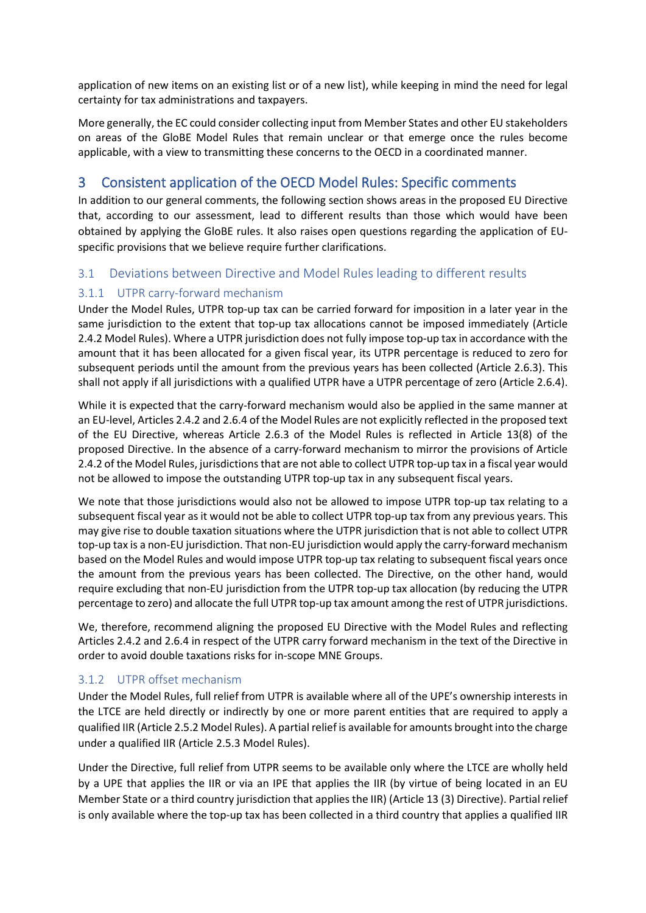application of new items on an existing list or of a new list), while keeping in mind the need for legal certainty for tax administrations and taxpayers.

More generally, the EC could consider collecting input from Member States and other EU stakeholders on areas of the GloBE Model Rules that remain unclear or that emerge once the rules become applicable, with a view to transmitting these concerns to the OECD in a coordinated manner.

# 3 Consistent application of the OECD Model Rules: Specific comments

In addition to our general comments, the following section shows areas in the proposed EU Directive that, according to our assessment, lead to different results than those which would have been obtained by applying the GloBE rules. It also raises open questions regarding the application of EU-specific provisions that we believe require further clarifications.

## 3.1 Deviations between Directive and Model Rules leading to different results

### 3.1.1 UTPR carry-forward mechanism

Under the Model Rules, UTPR top-up tax can be carried forward for imposition in a later year in the same jurisdiction to the extent that top-up tax allocations cannot be imposed immediately (Article 2.4.2 Model Rules). Where a UTPR jurisdiction does not fully impose top-up tax in accordance with the amount that it has been allocated for a given fiscal year, its UTPR percentage is reduced to zero for subsequent periods until the amount from the previous years has been collected (Article 2.6.3). This shall not apply if all jurisdictions with a qualified UTPR have a UTPR percentage of zero (Article 2.6.4).

While it is expected that the carry-forward mechanism would also be applied in the same manner at an EU-level, Articles 2.4.2 and 2.6.4 of the Model Rules are not explicitly reflected in the proposed text of the EU Directive, whereas Article 2.6.3 of the Model Rules is reflected in Article 13(8) of the proposed Directive. In the absence of a carry-forward mechanism to mirror the provisions of Article 2.4.2 of the Model Rules, jurisdictions that are not able to collect UTPR top-up tax in a fiscal year would not be allowed to impose the outstanding UTPR top-up tax in any subsequent fiscal years.

We note that those jurisdictions would also not be allowed to impose UTPR top-up tax relating to a subsequent fiscal year as it would not be able to collect UTPR top-up tax from any previous years. This may give rise to double taxation situations where the UTPR jurisdiction that is not able to collect UTPR top-up tax is a non-EU jurisdiction. That non-EU jurisdiction would apply the carry-forward mechanism based on the Model Rules and would impose UTPR top-up tax relating to subsequent fiscal years once the amount from the previous years has been collected. The Directive, on the other hand, would require excluding that non-EU jurisdiction from the UTPR top-up tax allocation (by reducing the UTPR percentage to zero) and allocate the full UTPR top-up tax amount among the rest of UTPR jurisdictions.

We, therefore, recommend aligning the proposed EU Directive with the Model Rules and reflecting Articles 2.4.2 and 2.6.4 in respect of the UTPR carry forward mechanism in the text of the Directive in order to avoid double taxations risks for in-scope MNE Groups.

### 3.1.2 UTPR offset mechanism

Under the Model Rules, full relief from UTPR is available where all of the UPE's ownership interests in the LTCE are held directly or indirectly by one or more parent entities that are required to apply a qualified IIR (Article 2.5.2 Model Rules). A partial relief is available for amounts brought into the charge under a qualified IIR (Article 2.5.3 Model Rules).

Under the Directive, full relief from UTPR seems to be available only where the LTCE are wholly held by a UPE that applies the IIR or via an IPE that applies the IIR (by virtue of being located in an EU Member State or a third country jurisdiction that applies the IIR) (Article 13 (3) Directive). Partial relief is only available where the top-up tax has been collected in a third country that applies a qualified IIR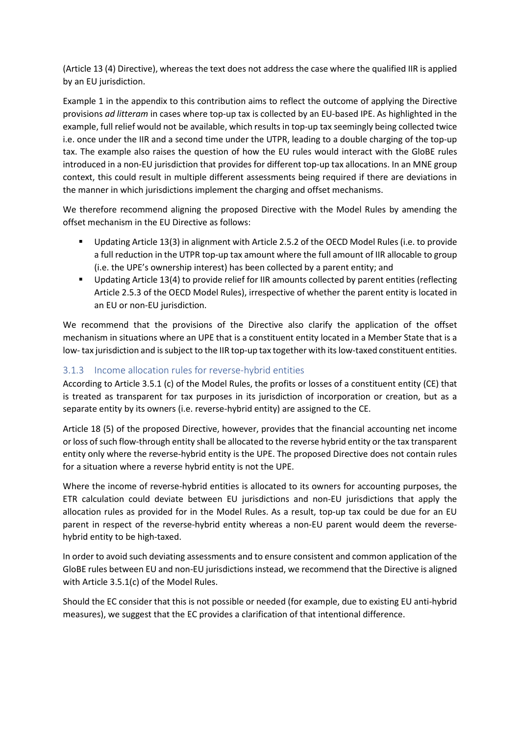(Article 13 (4) Directive), whereas the text does not address the case where the qualified IIR is applied by an EU jurisdiction.

Example 1 in the appendix to this contribution aims to reflect the outcome of applying the Directive provisions *ad litteram* in cases where top-up tax is collected by an EU-based IPE. As highlighted in the example, full relief would not be available, which results in top-up tax seemingly being collected twice i.e. once under the IIR and a second time under the UTPR, leading to a double charging of the top-up tax. The example also raises the question of how the EU rules would interact with the GloBE rules introduced in a non-EU jurisdiction that provides for different top-up tax allocations. In an MNE group context, this could result in multiple different assessments being required if there are deviations in the manner in which jurisdictions implement the charging and offset mechanisms.

We therefore recommend aligning the proposed Directive with the Model Rules by amending the offset mechanism in the EU Directive as follows:

- Updating Article 13(3) in alignment with Article 2.5.2 of the OECD Model Rules (i.e. to provide a full reduction in the UTPR top-up tax amount where the full amount of IIR allocable to group (i.e. the UPE's ownership interest) has been collected by a parent entity; and
- Updating Article 13(4) to provide relief for IIR amounts collected by parent entities (reflecting Article 2.5.3 of the OECD Model Rules), irrespective of whether the parent entity is located in an EU or non-EU jurisdiction.

We recommend that the provisions of the Directive also clarify the application of the offset mechanism in situations where an UPE that is a constituent entity located in a Member State that is a low- tax jurisdiction and is subject to the IIR top-up tax together with its low-taxed constituent entities.

### 3.1.3 Income allocation rules for reverse-hybrid entities

According to Article 3.5.1 (c) of the Model Rules, the profits or losses of a constituent entity (CE) that is treated as transparent for tax purposes in its jurisdiction of incorporation or creation, but as a separate entity by its owners (i.e. reverse-hybrid entity) are assigned to the CE.

Article 18 (5) of the proposed Directive, however, provides that the financial accounting net income or loss of such flow-through entity shall be allocated to the reverse hybrid entity or the tax transparent entity only where the reverse-hybrid entity is the UPE. The proposed Directive does not contain rules for a situation where a reverse hybrid entity is not the UPE.

Where the income of reverse-hybrid entities is allocated to its owners for accounting purposes, the ETR calculation could deviate between EU jurisdictions and non-EU jurisdictions that apply the allocation rules as provided for in the Model Rules. As a result, top-up tax could be due for an EU parent in respect of the reverse-hybrid entity whereas a non-EU parent would deem the reverse-hybrid entity to be high-taxed.

In order to avoid such deviating assessments and to ensure consistent and common application of the GloBE rules between EU and non-EU jurisdictions instead, we recommend that the Directive is aligned with Article 3.5.1(c) of the Model Rules.

Should the EC consider that this is not possible or needed (for example, due to existing EU anti-hybrid measures), we suggest that the EC provides a clarification of that intentional difference.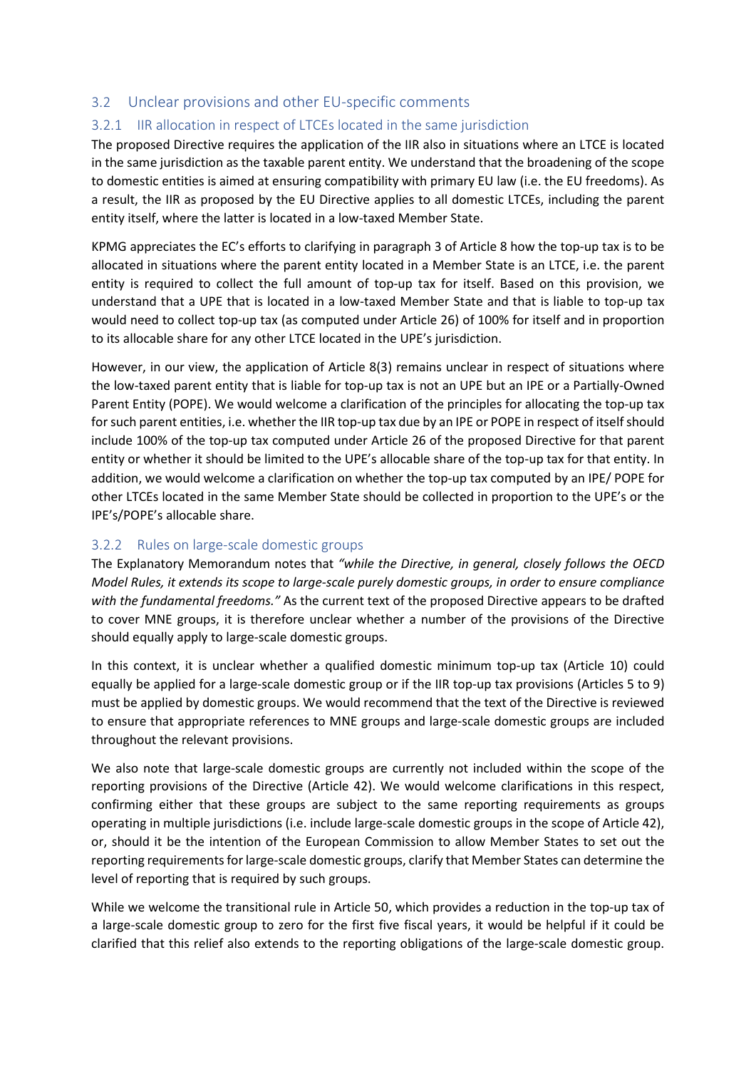## 3.2 Unclear provisions and other EU-specific comments

### 3.2.1 IIR allocation in respect of LTCEs located in the same jurisdiction

The proposed Directive requires the application of the IIR also in situations where an LTCE is located in the same jurisdiction as the taxable parent entity. We understand that the broadening of the scope to domestic entities is aimed at ensuring compatibility with primary EU law (i.e. the EU freedoms). As a result, the IIR as proposed by the EU Directive applies to all domestic LTCEs, including the parent entity itself, where the latter is located in a low-taxed Member State.

KPMG appreciates the EC's efforts to clarifying in paragraph 3 of Article 8 how the top-up tax is to be allocated in situations where the parent entity located in a Member State is an LTCE, i.e. the parent entity is required to collect the full amount of top-up tax for itself. Based on this provision, we understand that a UPE that is located in a low-taxed Member State and that is liable to top-up tax would need to collect top-up tax (as computed under Article 26) of 100% for itself and in proportion to its allocable share for any other LTCE located in the UPE's jurisdiction.

However, in our view, the application of Article 8(3) remains unclear in respect of situations where the low-taxed parent entity that is liable for top-up tax is not an UPE but an IPE or a Partially-Owned Parent Entity (POPE). We would welcome a clarification of the principles for allocating the top-up tax for such parent entities, i.e. whether the IIR top-up tax due by an IPE or POPE in respect of itself should include 100% of the top-up tax computed under Article 26 of the proposed Directive for that parent entity or whether it should be limited to the UPE's allocable share of the top-up tax for that entity. In addition, we would welcome a clarification on whether the top-up tax computed by an IPE/ POPE for other LTCEs located in the same Member State should be collected in proportion to the UPE's or the IPE's/POPE's allocable share.

### 3.2.2 Rules on large-scale domestic groups

The Explanatory Memorandum notes that *"while the Directive, in general, closely follows the OECD Model Rules, it extends its scope to large-scale purely domestic groups, in order to ensure compliance with the fundamental freedoms."* As the current text of the proposed Directive appears to be drafted to cover MNE groups, it is therefore unclear whether a number of the provisions of the Directive should equally apply to large-scale domestic groups.

In this context, it is unclear whether a qualified domestic minimum top-up tax (Article 10) could equally be applied for a large-scale domestic group or if the IIR top-up tax provisions (Articles 5 to 9) must be applied by domestic groups. We would recommend that the text of the Directive is reviewed to ensure that appropriate references to MNE groups and large-scale domestic groups are included throughout the relevant provisions.

We also note that large-scale domestic groups are currently not included within the scope of the reporting provisions of the Directive (Article 42). We would welcome clarifications in this respect, confirming either that these groups are subject to the same reporting requirements as groups operating in multiple jurisdictions (i.e. include large-scale domestic groups in the scope of Article 42), or, should it be the intention of the European Commission to allow Member States to set out the reporting requirements for large-scale domestic groups, clarify that Member States can determine the level of reporting that is required by such groups.

While we welcome the transitional rule in Article 50, which provides a reduction in the top-up tax of a large-scale domestic group to zero for the first five fiscal years, it would be helpful if it could be clarified that this relief also extends to the reporting obligations of the large-scale domestic group.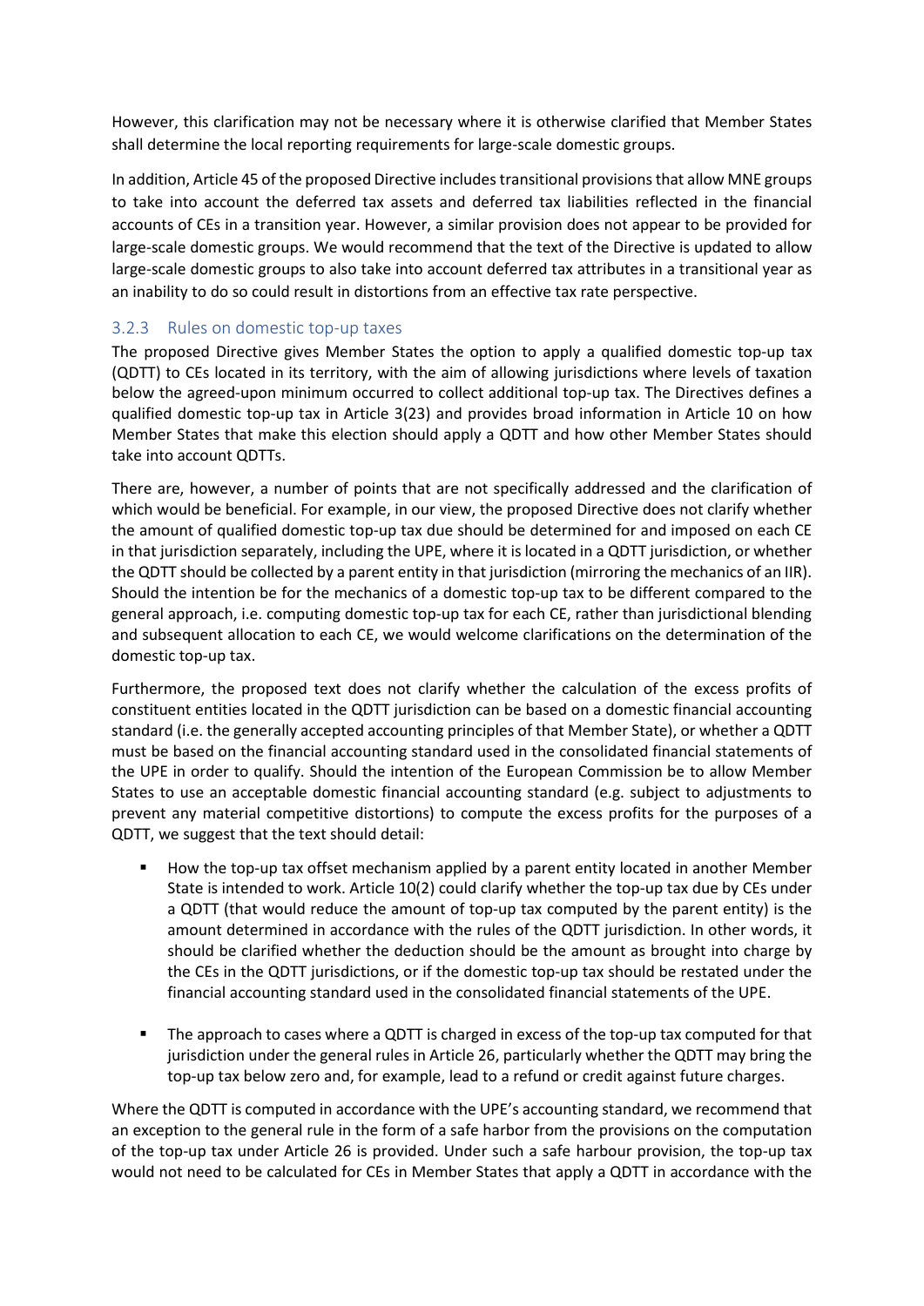However, this clarification may not be necessary where it is otherwise clarified that Member States shall determine the local reporting requirements for large-scale domestic groups.

In addition, Article 45 of the proposed Directive includes transitional provisions that allow MNE groups to take into account the deferred tax assets and deferred tax liabilities reflected in the financial accounts of CEs in a transition year. However, a similar provision does not appear to be provided for large-scale domestic groups. We would recommend that the text of the Directive is updated to allow large-scale domestic groups to also take into account deferred tax attributes in a transitional year as an inability to do so could result in distortions from an effective tax rate perspective.

### 3.2.3 Rules on domestic top-up taxes

The proposed Directive gives Member States the option to apply a qualified domestic top-up tax (QDTT) to CEs located in its territory, with the aim of allowing jurisdictions where levels of taxation below the agreed-upon minimum occurred to collect additional top-up tax. The Directives defines a qualified domestic top-up tax in Article 3(23) and provides broad information in Article 10 on how Member States that make this election should apply a QDTT and how other Member States should take into account QDTTs.

There are, however, a number of points that are not specifically addressed and the clarification of which would be beneficial. For example, in our view, the proposed Directive does not clarify whether the amount of qualified domestic top-up tax due should be determined for and imposed on each CE in that jurisdiction separately, including the UPE, where it is located in a QDTT jurisdiction, or whether the QDTT should be collected by a parent entity in that jurisdiction (mirroring the mechanics of an IIR). Should the intention be for the mechanics of a domestic top-up tax to be different compared to the general approach, i.e. computing domestic top-up tax for each CE, rather than jurisdictional blending and subsequent allocation to each CE, we would welcome clarifications on the determination of the domestic top-up tax.

Furthermore, the proposed text does not clarify whether the calculation of the excess profits of constituent entities located in the QDTT jurisdiction can be based on a domestic financial accounting standard (i.e. the generally accepted accounting principles of that Member State), or whether a QDTT must be based on the financial accounting standard used in the consolidated financial statements of the UPE in order to qualify. Should the intention of the European Commission be to allow Member States to use an acceptable domestic financial accounting standard (e.g. subject to adjustments to prevent any material competitive distortions) to compute the excess profits for the purposes of a QDTT, we suggest that the text should detail:

- How the top-up tax offset mechanism applied by a parent entity located in another Member State is intended to work. Article 10(2) could clarify whether the top-up tax due by CEs under a QDTT (that would reduce the amount of top-up tax computed by the parent entity) is the amount determined in accordance with the rules of the QDTT jurisdiction. In other words, it should be clarified whether the deduction should be the amount as brought into charge by the CEs in the QDTT jurisdictions, or if the domestic top-up tax should be restated under the financial accounting standard used in the consolidated financial statements of the UPE.

- The approach to cases where a QDTT is charged in excess of the top-up tax computed for that jurisdiction under the general rules in Article 26, particularly whether the QDTT may bring the top-up tax below zero and, for example, lead to a refund or credit against future charges.

Where the QDTT is computed in accordance with the UPE's accounting standard, we recommend that an exception to the general rule in the form of a safe harbor from the provisions on the computation of the top-up tax under Article 26 is provided. Under such a safe harbour provision, the top-up tax would not need to be calculated for CEs in Member States that apply a QDTT in accordance with the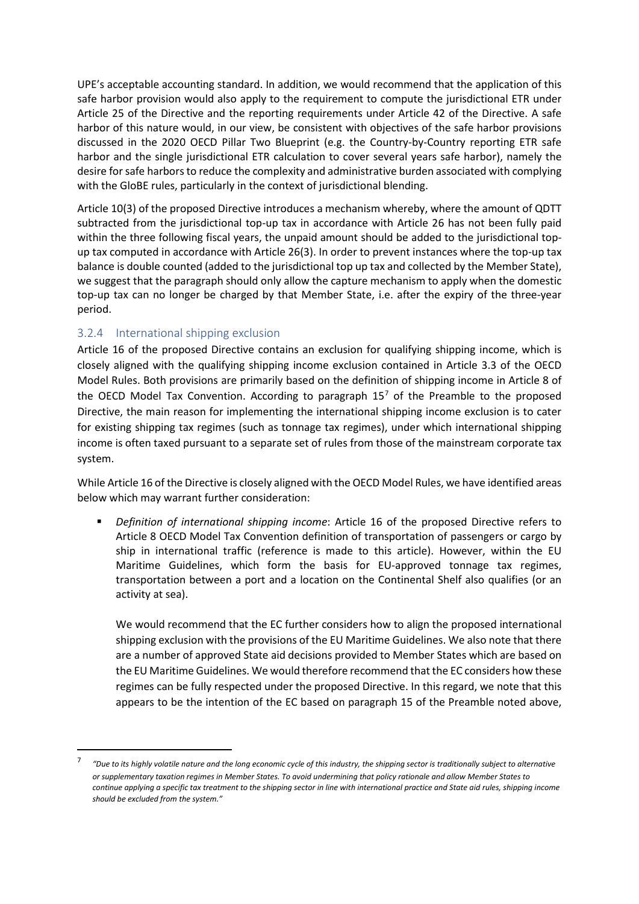UPE's acceptable accounting standard. In addition, we would recommend that the application of this safe harbor provision would also apply to the requirement to compute the jurisdictional ETR under Article 25 of the Directive and the reporting requirements under Article 42 of the Directive. A safe harbor of this nature would, in our view, be consistent with objectives of the safe harbor provisions discussed in the 2020 OECD Pillar Two Blueprint (e.g. the Country-by-Country reporting ETR safe harbor and the single jurisdictional ETR calculation to cover several years safe harbor), namely the desire for safe harbors to reduce the complexity and administrative burden associated with complying with the GloBE rules, particularly in the context of jurisdictional blending.

Article 10(3) of the proposed Directive introduces a mechanism whereby, where the amount of QDTT subtracted from the jurisdictional top-up tax in accordance with Article 26 has not been fully paid within the three following fiscal years, the unpaid amount should be added to the jurisdictional top-up tax computed in accordance with Article 26(3). In order to prevent instances where the top-up tax balance is double counted (added to the jurisdictional top up tax and collected by the Member State), we suggest that the paragraph should only allow the capture mechanism to apply when the domestic top-up tax can no longer be charged by that Member State, i.e. after the expiry of the three-year period.

### 3.2.4 International shipping exclusion

Article 16 of the proposed Directive contains an exclusion for qualifying shipping income, which is closely aligned with the qualifying shipping income exclusion contained in Article 3.3 of the OECD Model Rules. Both provisions are primarily based on the definition of shipping income in Article 8 of the OECD Model Tax Convention. According to paragraph 15[7] of the Preamble to the proposed Directive, the main reason for implementing the international shipping income exclusion is to cater for existing shipping tax regimes (such as tonnage tax regimes), under which international shipping income is often taxed pursuant to a separate set of rules from those of the mainstream corporate tax system.

While Article 16 of the Directive is closely aligned with the OECD Model Rules, we have identified areas below which may warrant further consideration:

- *Definition of international shipping income*: Article 16 of the proposed Directive refers to Article 8 OECD Model Tax Convention definition of transportation of passengers or cargo by ship in international traffic (reference is made to this article). However, within the EU Maritime Guidelines, which form the basis for EU-approved tonnage tax regimes, transportation between a port and a location on the Continental Shelf also qualifies (or an activity at sea).

  We would recommend that the EC further considers how to align the proposed international shipping exclusion with the provisions of the EU Maritime Guidelines. We also note that there are a number of approved State aid decisions provided to Member States which are based on the EU Maritime Guidelines. We would therefore recommend that the EC considers how these regimes can be fully respected under the proposed Directive. In this regard, we note that this appears to be the intention of the EC based on paragraph 15 of the Preamble noted above,

---

[7] *"Due to its highly volatile nature and the long economic cycle of this industry, the shipping sector is traditionally subject to alternative or supplementary taxation regimes in Member States. To avoid undermining that policy rationale and allow Member States to continue applying a specific tax treatment to the shipping sector in line with international practice and State aid rules, shipping income should be excluded from the system."*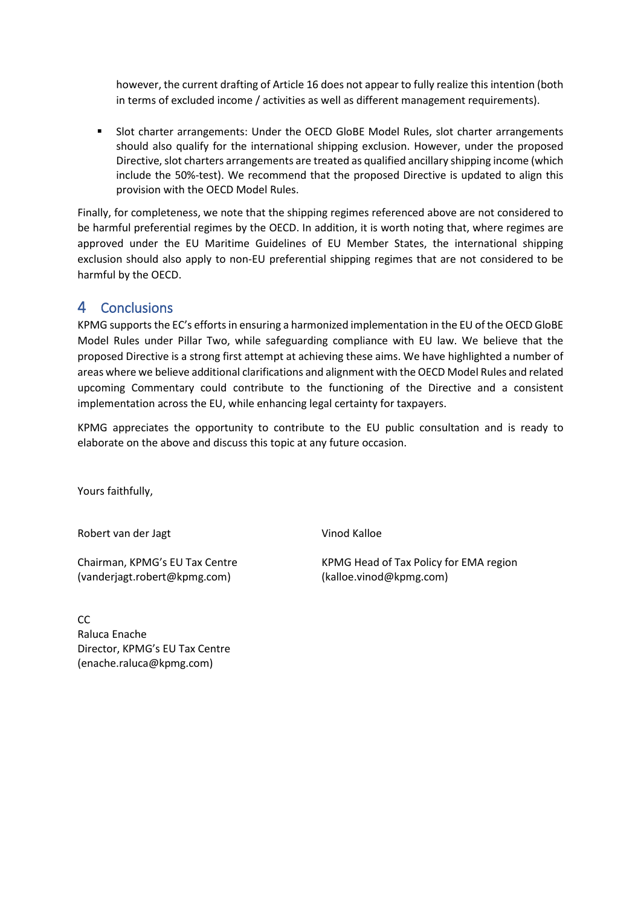however, the current drafting of Article 16 does not appear to fully realize this intention (both in terms of excluded income / activities as well as different management requirements).

- Slot charter arrangements: Under the OECD GloBE Model Rules, slot charter arrangements should also qualify for the international shipping exclusion. However, under the proposed Directive, slot charters arrangements are treated as qualified ancillary shipping income (which include the 50%-test). We recommend that the proposed Directive is updated to align this provision with the OECD Model Rules.

Finally, for completeness, we note that the shipping regimes referenced above are not considered to be harmful preferential regimes by the OECD. In addition, it is worth noting that, where regimes are approved under the EU Maritime Guidelines of EU Member States, the international shipping exclusion should also apply to non-EU preferential shipping regimes that are not considered to be harmful by the OECD.

# 4 Conclusions

KPMG supports the EC's efforts in ensuring a harmonized implementation in the EU of the OECD GloBE Model Rules under Pillar Two, while safeguarding compliance with EU law. We believe that the proposed Directive is a strong first attempt at achieving these aims. We have highlighted a number of areas where we believe additional clarifications and alignment with the OECD Model Rules and related upcoming Commentary could contribute to the functioning of the Directive and a consistent implementation across the EU, while enhancing legal certainty for taxpayers.

KPMG appreciates the opportunity to contribute to the EU public consultation and is ready to elaborate on the above and discuss this topic at any future occasion.

Yours faithfully,

Robert van der Jagt

Chairman, KPMG's EU Tax Centre
(vanderjagt.robert@kpmg.com)

Vinod Kalloe

KPMG Head of Tax Policy for EMA region
(kalloe.vinod@kpmg.com)

CC
Raluca Enache
Director, KPMG's EU Tax Centre
(enache.raluca@kpmg.com)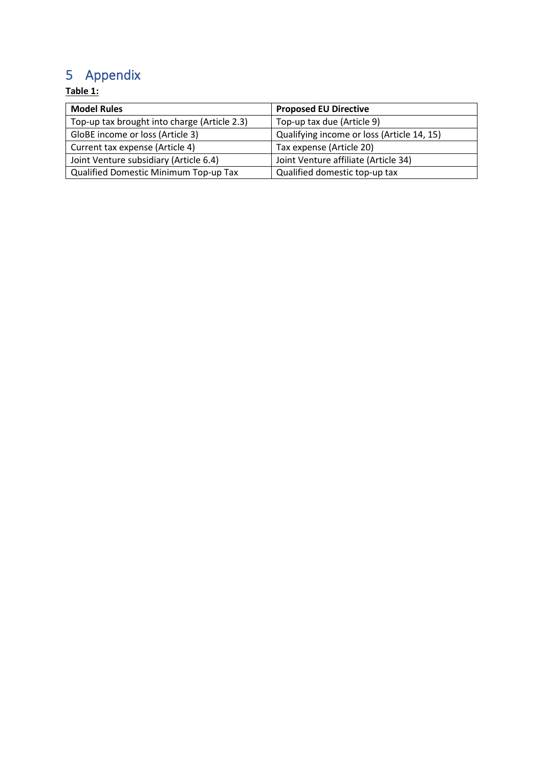# 5 Appendix

**Table 1:**

| Model Rules | Proposed EU Directive |
| --- | --- |
| Top-up tax brought into charge (Article 2.3) | Top-up tax due (Article 9) |
| GloBE income or loss (Article 3) | Qualifying income or loss (Article 14, 15) |
| Current tax expense (Article 4) | Tax expense (Article 20) |
| Joint Venture subsidiary (Article 6.4) | Joint Venture affiliate (Article 34) |
| Qualified Domestic Minimum Top-up Tax | Qualified domestic top-up tax |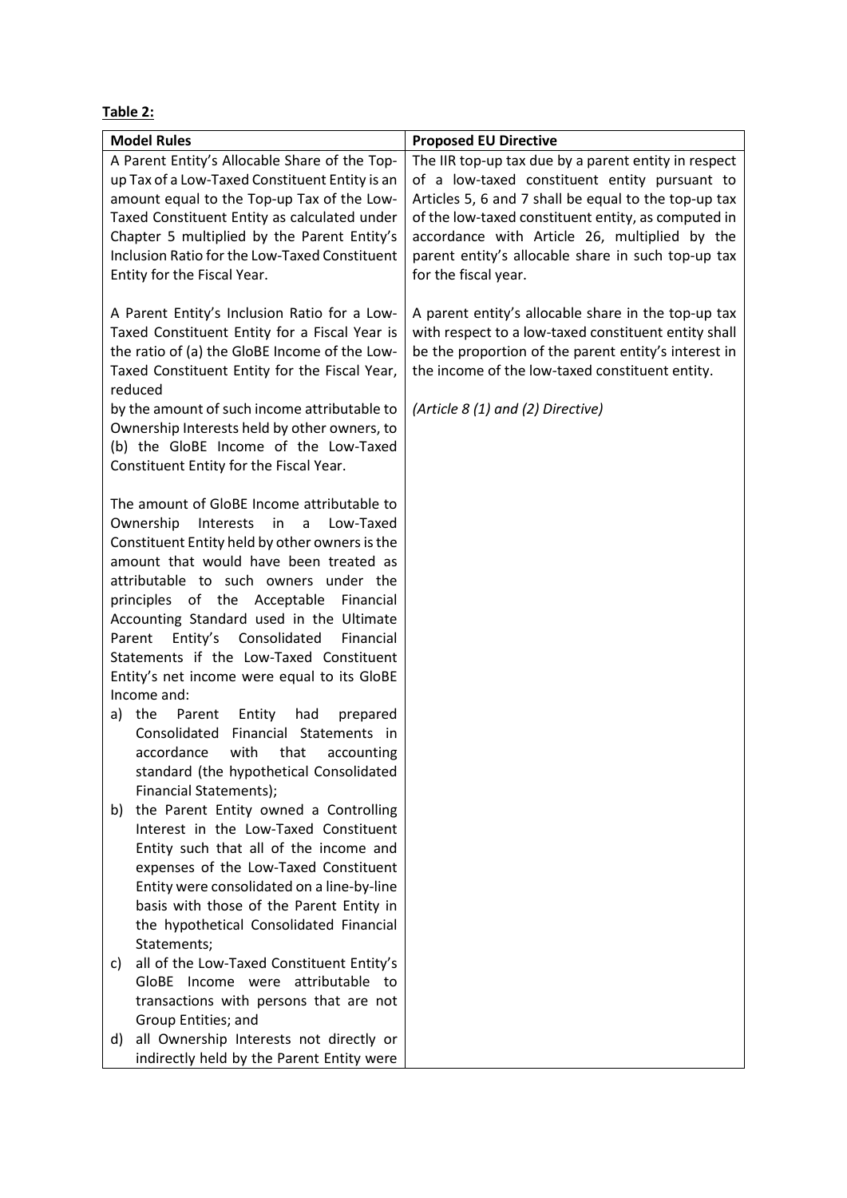**Table 2:**

| Model Rules | Proposed EU Directive |
|---|---|
| A Parent Entity's Allocable Share of the Top-up Tax of a Low-Taxed Constituent Entity is an amount equal to the Top-up Tax of the Low-Taxed Constituent Entity as calculated under Chapter 5 multiplied by the Parent Entity's Inclusion Ratio for the Low-Taxed Constituent Entity for the Fiscal Year.<br><br>A Parent Entity's Inclusion Ratio for a Low-Taxed Constituent Entity for a Fiscal Year is the ratio of (a) the GloBE Income of the Low-Taxed Constituent Entity for the Fiscal Year, reduced by the amount of such income attributable to Ownership Interests held by other owners, to (b) the GloBE Income of the Low-Taxed Constituent Entity for the Fiscal Year.<br><br>The amount of GloBE Income attributable to Ownership Interests in a Low-Taxed Constituent Entity held by other owners is the amount that would have been treated as attributable to such owners under the principles of the Acceptable Financial Accounting Standard used in the Ultimate Parent Entity's Consolidated Financial Statements if the Low-Taxed Constituent Entity's net income were equal to its GloBE Income and:<br>a) the Parent Entity had prepared Consolidated Financial Statements in accordance with that accounting standard (the hypothetical Consolidated Financial Statements);<br>b) the Parent Entity owned a Controlling Interest in the Low-Taxed Constituent Entity such that all of the income and expenses of the Low-Taxed Constituent Entity were consolidated on a line-by-line basis with those of the Parent Entity in the hypothetical Consolidated Financial Statements;<br>c) all of the Low-Taxed Constituent Entity's GloBE Income were attributable to transactions with persons that are not Group Entities; and<br>d) all Ownership Interests not directly or indirectly held by the Parent Entity were | The IIR top-up tax due by a parent entity in respect of a low-taxed constituent entity pursuant to Articles 5, 6 and 7 shall be equal to the top-up tax of the low-taxed constituent entity, as computed in accordance with Article 26, multiplied by the parent entity's allocable share in such top-up tax for the fiscal year.<br><br>A parent entity's allocable share in the top-up tax with respect to a low-taxed constituent entity shall be the proportion of the parent entity's interest in the income of the low-taxed constituent entity.<br><br>*(Article 8 (1) and (2) Directive)* |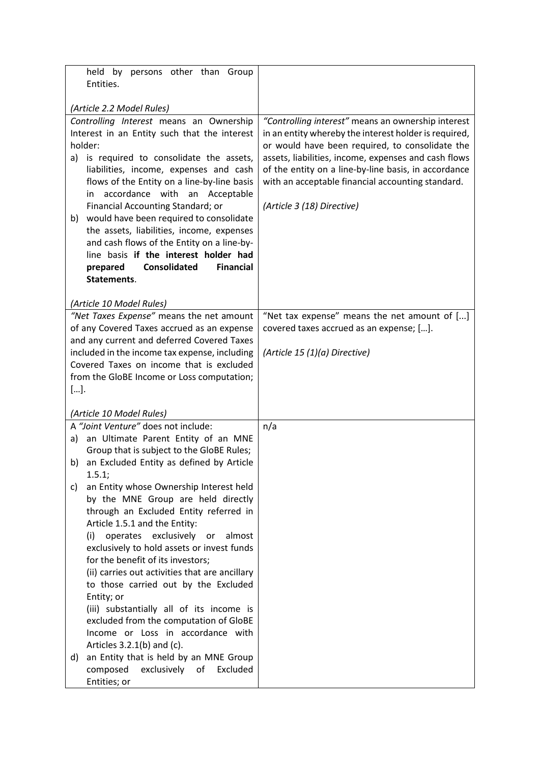| | |
|---|---|
| held by persons other than Group Entities.<br><br>*(Article 2.2 Model Rules)* | |
| *Controlling Interest* means an Ownership Interest in an Entity such that the interest holder:<br>a) is required to consolidate the assets, liabilities, income, expenses and cash flows of the Entity on a line-by-line basis in accordance with an Acceptable Financial Accounting Standard; or<br>b) would have been required to consolidate the assets, liabilities, income, expenses and cash flows of the Entity on a line-by-line basis **if the interest holder had prepared Consolidated Financial Statements**.<br><br>*(Article 10 Model Rules)* | *"Controlling interest"* means an ownership interest in an entity whereby the interest holder is required, or would have been required, to consolidate the assets, liabilities, income, expenses and cash flows of the entity on a line-by-line basis, in accordance with an acceptable financial accounting standard.<br><br>*(Article 3 (18) Directive)* |
| *"Net Taxes Expense"* means the net amount of any Covered Taxes accrued as an expense and any current and deferred Covered Taxes included in the income tax expense, including Covered Taxes on income that is excluded from the GloBE Income or Loss computation; […].<br><br>*(Article 10 Model Rules)* | "Net tax expense" means the net amount of [...] covered taxes accrued as an expense; […].<br><br>*(Article 15 (1)(a) Directive)* |
| A *"Joint Venture"* does not include:<br>a) an Ultimate Parent Entity of an MNE Group that is subject to the GloBE Rules;<br>b) an Excluded Entity as defined by Article 1.5.1;<br>c) an Entity whose Ownership Interest held by the MNE Group are held directly through an Excluded Entity referred in Article 1.5.1 and the Entity:<br>(i) operates exclusively or almost exclusively to hold assets or invest funds for the benefit of its investors;<br>(ii) carries out activities that are ancillary to those carried out by the Excluded Entity; or<br>(iii) substantially all of its income is excluded from the computation of GloBE Income or Loss in accordance with Articles 3.2.1(b) and (c).<br>d) an Entity that is held by an MNE Group composed exclusively of Excluded Entities; or | n/a |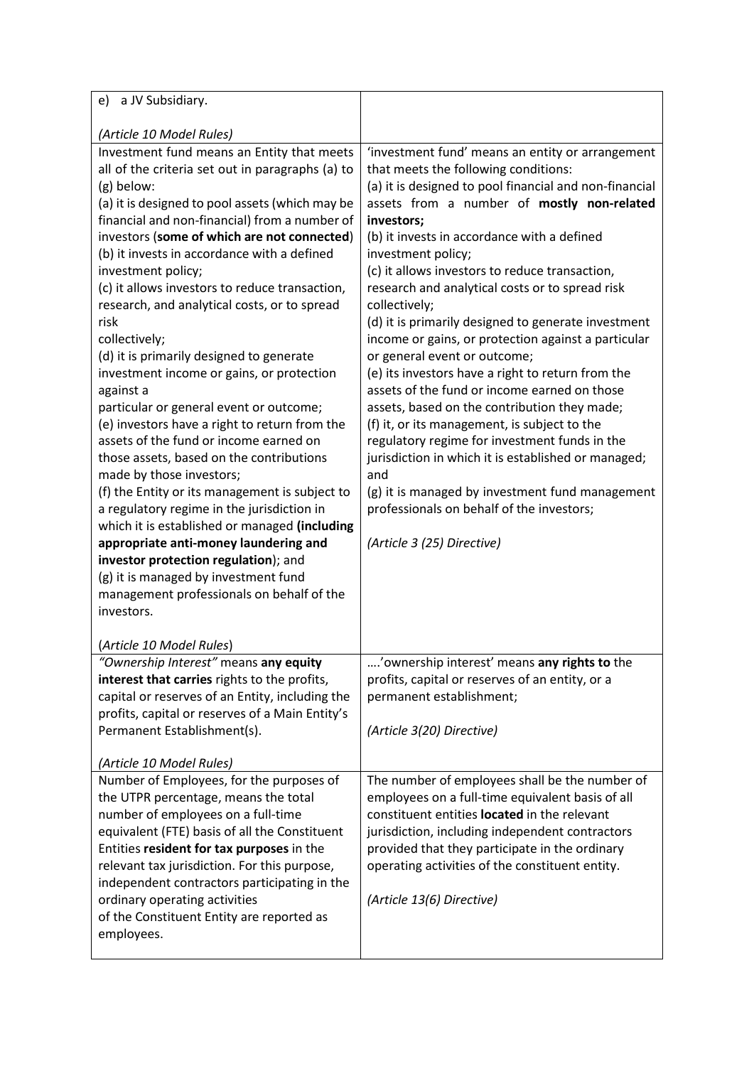| | |
|---|---|
| e) a JV Subsidiary.<br><br>*(Article 10 Model Rules)* | |
| Investment fund means an Entity that meets all of the criteria set out in paragraphs (a) to (g) below:<br>(a) it is designed to pool assets (which may be financial and non-financial) from a number of investors (**some of which are not connected**)<br>(b) it invests in accordance with a defined investment policy;<br>(c) it allows investors to reduce transaction, research, and analytical costs, or to spread risk collectively;<br>(d) it is primarily designed to generate investment income or gains, or protection against a particular or general event or outcome;<br>(e) investors have a right to return from the assets of the fund or income earned on those assets, based on the contributions made by those investors;<br>(f) the Entity or its management is subject to a regulatory regime in the jurisdiction in which it is established or managed **(including appropriate anti-money laundering and investor protection regulation)**; and<br>(g) it is managed by investment fund management professionals on behalf of the investors.<br><br>(*Article 10 Model Rules*) | 'investment fund' means an entity or arrangement that meets the following conditions:<br>(a) it is designed to pool financial and non-financial assets from a number of **mostly non-related investors;**<br>(b) it invests in accordance with a defined investment policy;<br>(c) it allows investors to reduce transaction, research and analytical costs or to spread risk collectively;<br>(d) it is primarily designed to generate investment income or gains, or protection against a particular or general event or outcome;<br>(e) its investors have a right to return from the assets of the fund or income earned on those assets, based on the contribution they made;<br>(f) it, or its management, is subject to the regulatory regime for investment funds in the jurisdiction in which it is established or managed; and<br>(g) it is managed by investment fund management professionals on behalf of the investors;<br><br>*(Article 3 (25) Directive)* |
| *"Ownership Interest"* means **any equity interest that carries** rights to the profits, capital or reserves of an Entity, including the profits, capital or reserves of a Main Entity's Permanent Establishment(s).<br><br>*(Article 10 Model Rules)* | ….'ownership interest' means **any rights to** the profits, capital or reserves of an entity, or a permanent establishment;<br><br>*(Article 3(20) Directive)* |
| Number of Employees, for the purposes of the UTPR percentage, means the total number of employees on a full-time equivalent (FTE) basis of all the Constituent Entities **resident for tax purposes** in the relevant tax jurisdiction. For this purpose, independent contractors participating in the ordinary operating activities of the Constituent Entity are reported as employees. | The number of employees shall be the number of employees on a full-time equivalent basis of all constituent entities **located** in the relevant jurisdiction, including independent contractors provided that they participate in the ordinary operating activities of the constituent entity.<br><br>*(Article 13(6) Directive)* |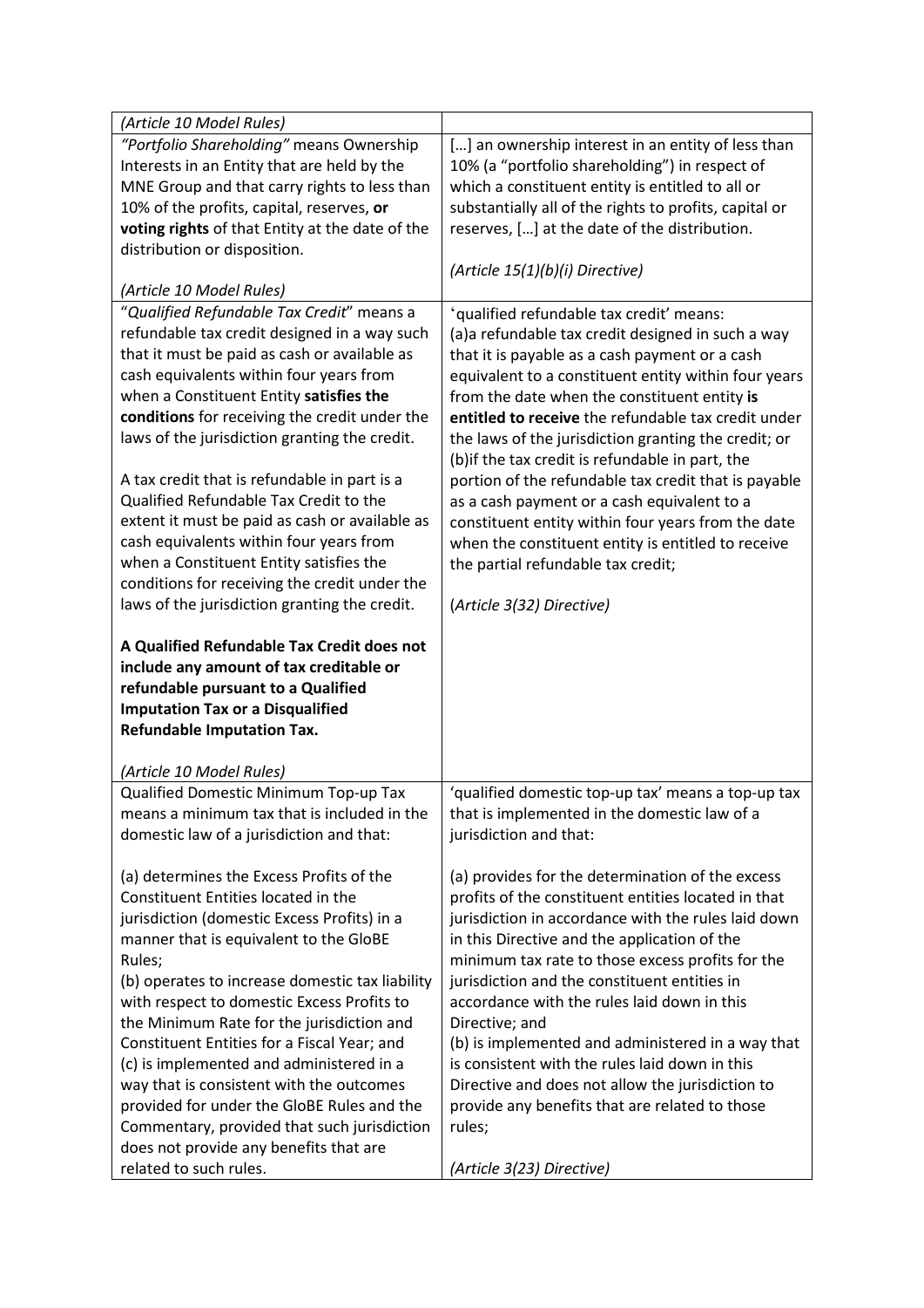| | |
|---|---|
| *(Article 10 Model Rules)* | |
| *"Portfolio Shareholding"* means Ownership Interests in an Entity that are held by the MNE Group and that carry rights to less than 10% of the profits, capital, reserves, **or voting rights** of that Entity at the date of the distribution or disposition.<br><br>*(Article 10 Model Rules)* | […] an ownership interest in an entity of less than 10% (a "portfolio shareholding") in respect of which a constituent entity is entitled to all or substantially all of the rights to profits, capital or reserves, […] at the date of the distribution.<br><br>*(Article 15(1)(b)(i) Directive)* |
| "*Qualified Refundable Tax Credit*" means a refundable tax credit designed in a way such that it must be paid as cash or available as cash equivalents within four years from when a Constituent Entity **satisfies the conditions** for receiving the credit under the laws of the jurisdiction granting the credit.<br><br>A tax credit that is refundable in part is a Qualified Refundable Tax Credit to the extent it must be paid as cash or available as cash equivalents within four years from when a Constituent Entity satisfies the conditions for receiving the credit under the laws of the jurisdiction granting the credit.<br><br>**A Qualified Refundable Tax Credit does not include any amount of tax creditable or refundable pursuant to a Qualified Imputation Tax or a Disqualified Refundable Imputation Tax.**<br><br>*(Article 10 Model Rules)* | 'qualified refundable tax credit' means:<br>(a)a refundable tax credit designed in such a way that it is payable as a cash payment or a cash equivalent to a constituent entity within four years from the date when the constituent entity **is entitled to receive** the refundable tax credit under the laws of the jurisdiction granting the credit; or<br>(b)if the tax credit is refundable in part, the portion of the refundable tax credit that is payable as a cash payment or a cash equivalent to a constituent entity within four years from the date when the constituent entity is entitled to receive the partial refundable tax credit;<br><br>*(Article 3(32) Directive)* |
| Qualified Domestic Minimum Top-up Tax means a minimum tax that is included in the domestic law of a jurisdiction and that:<br><br>(a) determines the Excess Profits of the Constituent Entities located in the jurisdiction (domestic Excess Profits) in a manner that is equivalent to the GloBE Rules;<br>(b) operates to increase domestic tax liability with respect to domestic Excess Profits to the Minimum Rate for the jurisdiction and Constituent Entities for a Fiscal Year; and<br>(c) is implemented and administered in a way that is consistent with the outcomes provided for under the GloBE Rules and the Commentary, provided that such jurisdiction does not provide any benefits that are related to such rules. | 'qualified domestic top-up tax' means a top-up tax that is implemented in the domestic law of a jurisdiction and that:<br><br>(a) provides for the determination of the excess profits of the constituent entities located in that jurisdiction in accordance with the rules laid down in this Directive and the application of the minimum tax rate to those excess profits for the jurisdiction and the constituent entities in accordance with the rules laid down in this Directive; and<br>(b) is implemented and administered in a way that is consistent with the rules laid down in this Directive and does not allow the jurisdiction to provide any benefits that are related to those rules;<br><br>*(Article 3(23) Directive)* |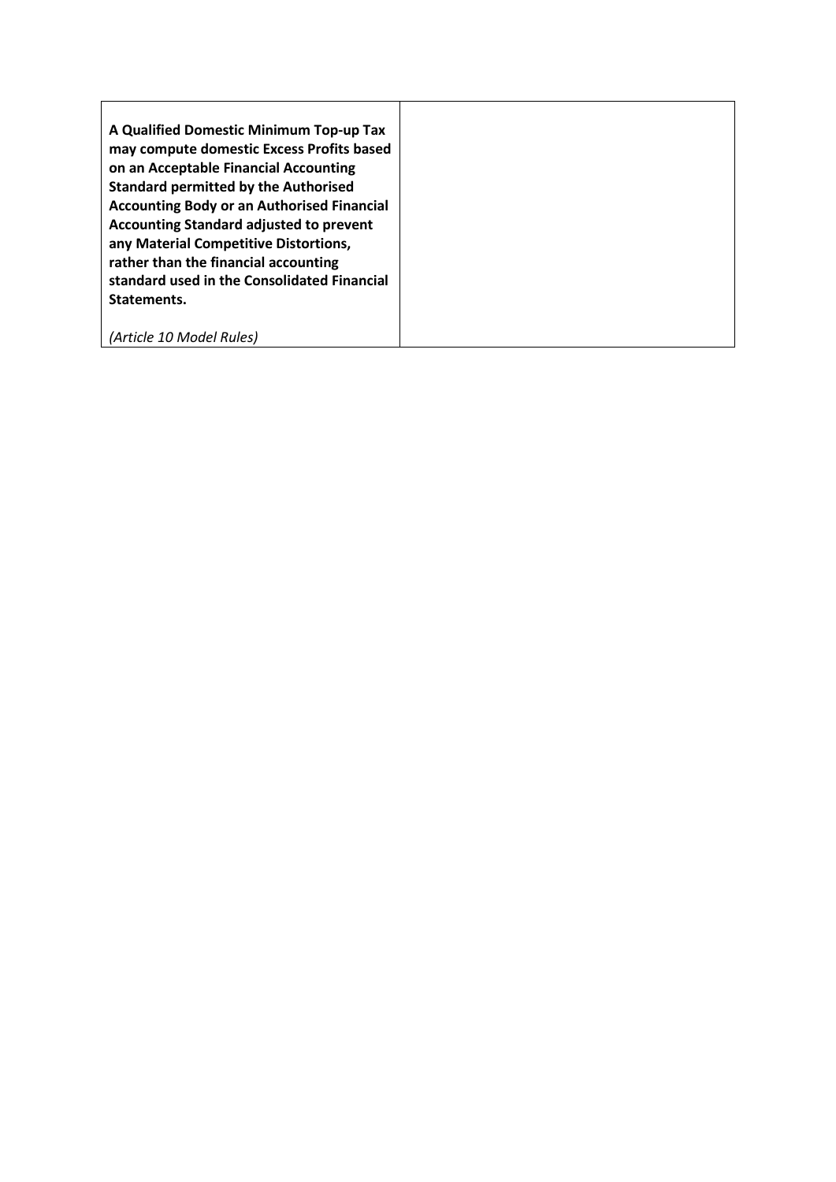| | |
|---|---|
| **A Qualified Domestic Minimum Top-up Tax may compute domestic Excess Profits based on an Acceptable Financial Accounting Standard permitted by the Authorised Accounting Body or an Authorised Financial Accounting Standard adjusted to prevent any Material Competitive Distortions, rather than the financial accounting standard used in the Consolidated Financial Statements.** <br><br> *(Article 10 Model Rules)* | |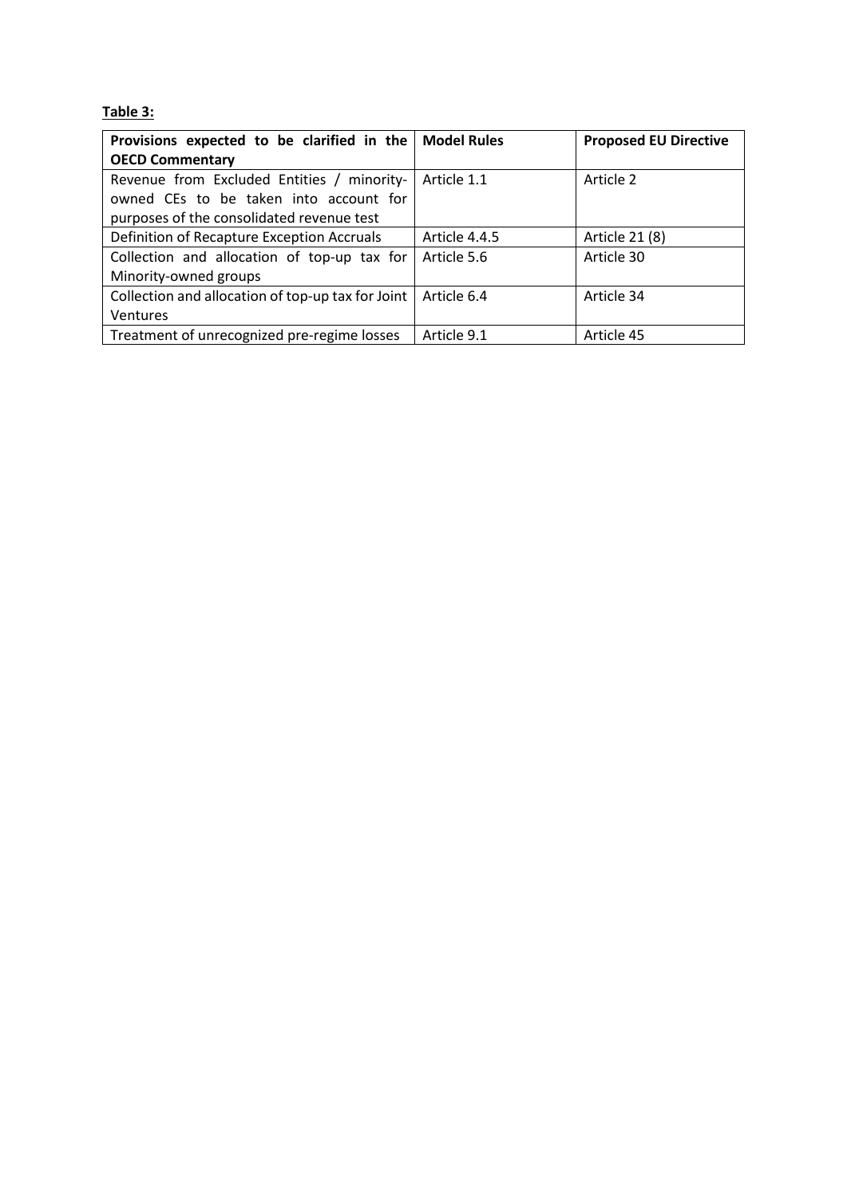**Table 3:**

| Provisions expected to be clarified in the OECD Commentary | Model Rules | Proposed EU Directive |
|---|---|---|
| Revenue from Excluded Entities / minority-owned CEs to be taken into account for purposes of the consolidated revenue test | Article 1.1 | Article 2 |
| Definition of Recapture Exception Accruals | Article 4.4.5 | Article 21 (8) |
| Collection and allocation of top-up tax for Minority-owned groups | Article 5.6 | Article 30 |
| Collection and allocation of top-up tax for Joint Ventures | Article 6.4 | Article 34 |
| Treatment of unrecognized pre-regime losses | Article 9.1 | Article 45 |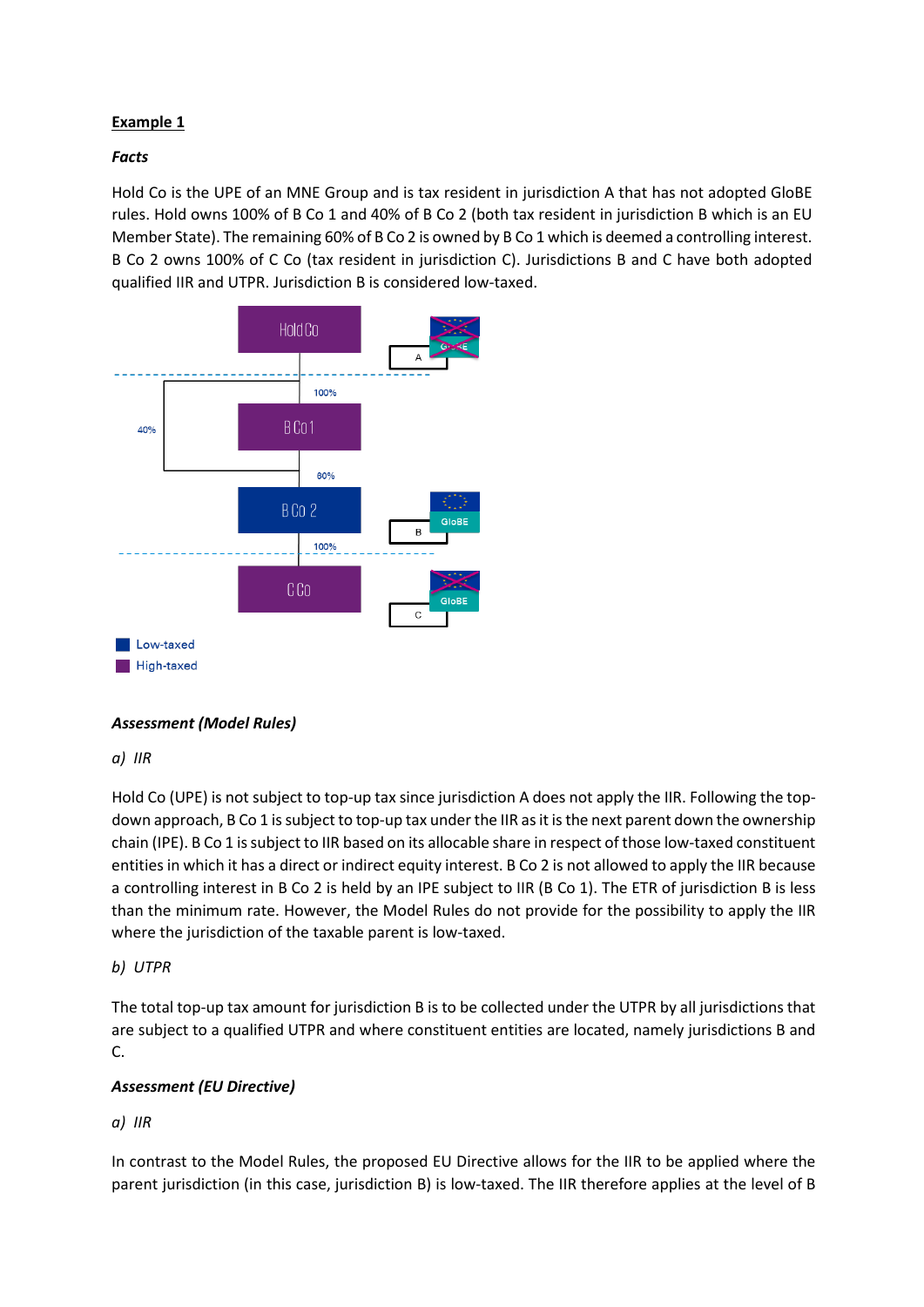**Example 1**

***Facts***

Hold Co is the UPE of an MNE Group and is tax resident in jurisdiction A that has not adopted GloBE rules. Hold owns 100% of B Co 1 and 40% of B Co 2 (both tax resident in jurisdiction B which is an EU Member State). The remaining 60% of B Co 2 is owned by B Co 1 which is deemed a controlling interest. B Co 2 owns 100% of C Co (tax resident in jurisdiction C). Jurisdictions B and C have both adopted qualified IIR and UTPR. Jurisdiction B is considered low-taxed.

***Assessment (Model Rules)***

*a) IIR*

Hold Co (UPE) is not subject to top-up tax since jurisdiction A does not apply the IIR. Following the top-down approach, B Co 1 is subject to top-up tax under the IIR as it is the next parent down the ownership chain (IPE). B Co 1 is subject to IIR based on its allocable share in respect of those low-taxed constituent entities in which it has a direct or indirect equity interest. B Co 2 is not allowed to apply the IIR because a controlling interest in B Co 2 is held by an IPE subject to IIR (B Co 1). The ETR of jurisdiction B is less than the minimum rate. However, the Model Rules do not provide for the possibility to apply the IIR where the jurisdiction of the taxable parent is low-taxed.

*b) UTPR*

The total top-up tax amount for jurisdiction B is to be collected under the UTPR by all jurisdictions that are subject to a qualified UTPR and where constituent entities are located, namely jurisdictions B and C.

***Assessment (EU Directive)***

*a) IIR*

In contrast to the Model Rules, the proposed EU Directive allows for the IIR to be applied where the parent jurisdiction (in this case, jurisdiction B) is low-taxed. The IIR therefore applies at the level of B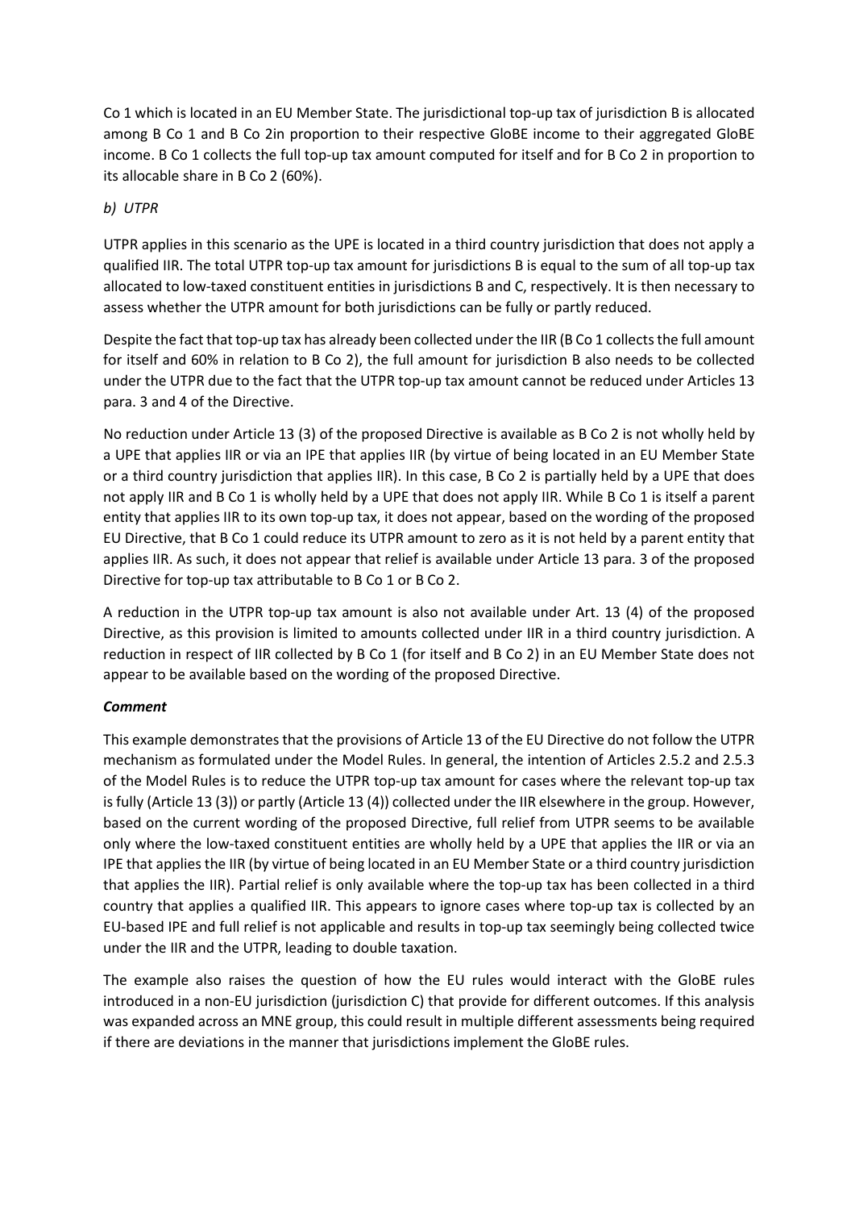Co 1 which is located in an EU Member State. The jurisdictional top-up tax of jurisdiction B is allocated among B Co 1 and B Co 2in proportion to their respective GloBE income to their aggregated GloBE income. B Co 1 collects the full top-up tax amount computed for itself and for B Co 2 in proportion to its allocable share in B Co 2 (60%).

*b) UTPR*

UTPR applies in this scenario as the UPE is located in a third country jurisdiction that does not apply a qualified IIR. The total UTPR top-up tax amount for jurisdictions B is equal to the sum of all top-up tax allocated to low-taxed constituent entities in jurisdictions B and C, respectively. It is then necessary to assess whether the UTPR amount for both jurisdictions can be fully or partly reduced.

Despite the fact that top-up tax has already been collected under the IIR (B Co 1 collects the full amount for itself and 60% in relation to B Co 2), the full amount for jurisdiction B also needs to be collected under the UTPR due to the fact that the UTPR top-up tax amount cannot be reduced under Articles 13 para. 3 and 4 of the Directive.

No reduction under Article 13 (3) of the proposed Directive is available as B Co 2 is not wholly held by a UPE that applies IIR or via an IPE that applies IIR (by virtue of being located in an EU Member State or a third country jurisdiction that applies IIR). In this case, B Co 2 is partially held by a UPE that does not apply IIR and B Co 1 is wholly held by a UPE that does not apply IIR. While B Co 1 is itself a parent entity that applies IIR to its own top-up tax, it does not appear, based on the wording of the proposed EU Directive, that B Co 1 could reduce its UTPR amount to zero as it is not held by a parent entity that applies IIR. As such, it does not appear that relief is available under Article 13 para. 3 of the proposed Directive for top-up tax attributable to B Co 1 or B Co 2.

A reduction in the UTPR top-up tax amount is also not available under Art. 13 (4) of the proposed Directive, as this provision is limited to amounts collected under IIR in a third country jurisdiction. A reduction in respect of IIR collected by B Co 1 (for itself and B Co 2) in an EU Member State does not appear to be available based on the wording of the proposed Directive.

***Comment***

This example demonstrates that the provisions of Article 13 of the EU Directive do not follow the UTPR mechanism as formulated under the Model Rules. In general, the intention of Articles 2.5.2 and 2.5.3 of the Model Rules is to reduce the UTPR top-up tax amount for cases where the relevant top-up tax is fully (Article 13 (3)) or partly (Article 13 (4)) collected under the IIR elsewhere in the group. However, based on the current wording of the proposed Directive, full relief from UTPR seems to be available only where the low-taxed constituent entities are wholly held by a UPE that applies the IIR or via an IPE that applies the IIR (by virtue of being located in an EU Member State or a third country jurisdiction that applies the IIR). Partial relief is only available where the top-up tax has been collected in a third country that applies a qualified IIR. This appears to ignore cases where top-up tax is collected by an EU-based IPE and full relief is not applicable and results in top-up tax seemingly being collected twice under the IIR and the UTPR, leading to double taxation.

The example also raises the question of how the EU rules would interact with the GloBE rules introduced in a non-EU jurisdiction (jurisdiction C) that provide for different outcomes. If this analysis was expanded across an MNE group, this could result in multiple different assessments being required if there are deviations in the manner that jurisdictions implement the GloBE rules.